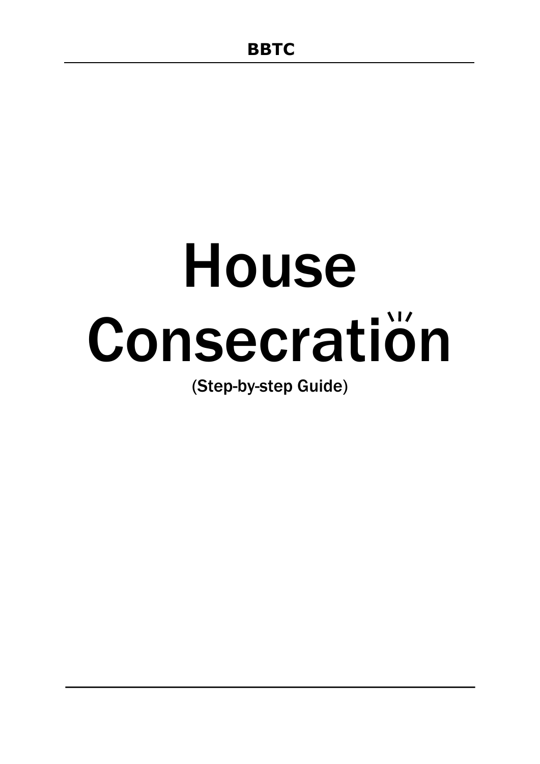# House Consecration

(Step-by-step Guide)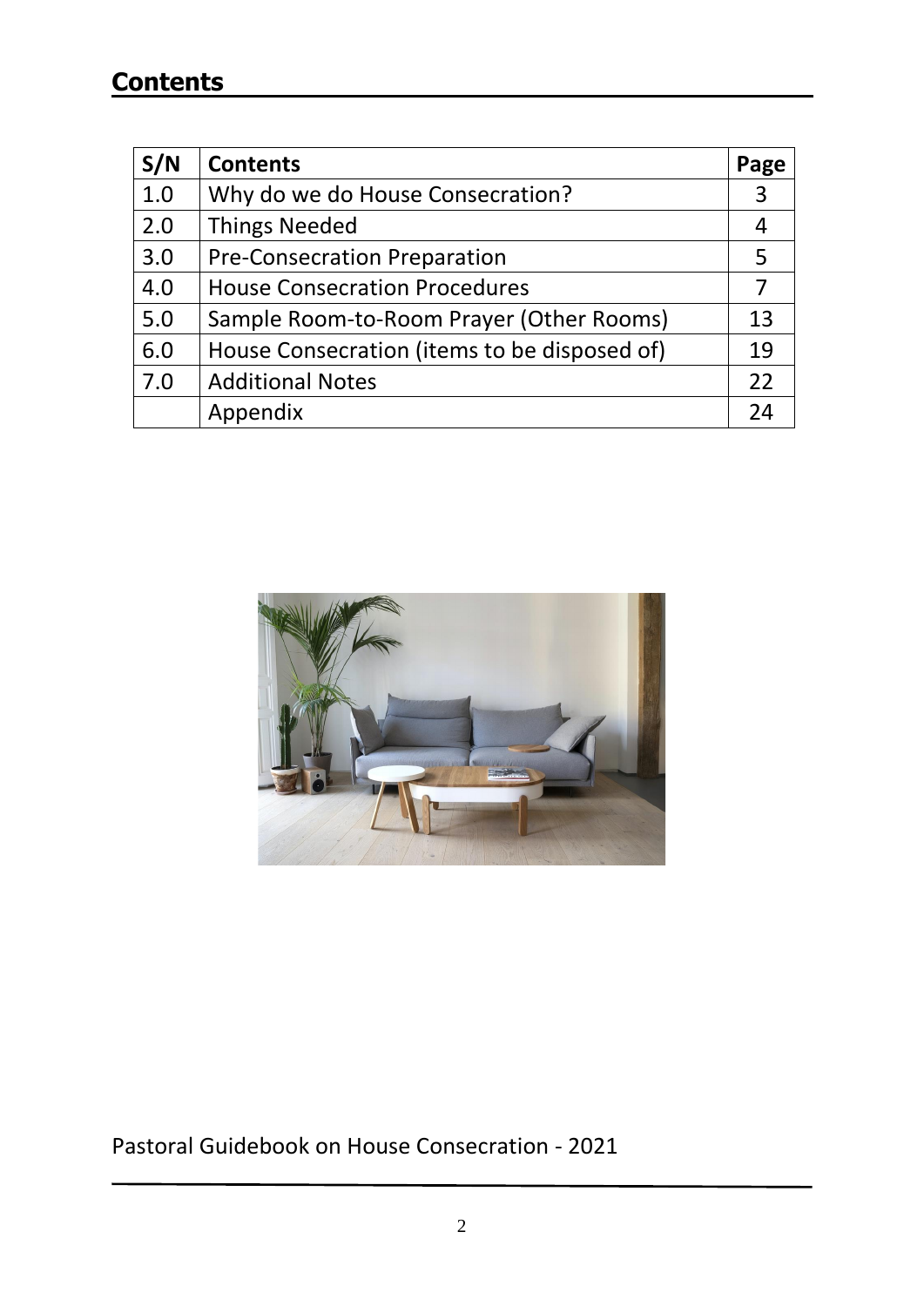## Contents

| S/N | Contents | Page |
|---|---|---|
| 1.0 | Why do we do House Consecration? | 3 |
| 2.0 | Things Needed | 4 |
| 3.0 | Pre-Consecration Preparation | 5 |
| 4.0 | House Consecration Procedures | 7 |
| 5.0 | Sample Room-to-Room Prayer (Other Rooms) | 13 |
| 6.0 | House Consecration (items to be disposed of) | 19 |
| 7.0 | Additional Notes | 22 |
| | Appendix | 24 |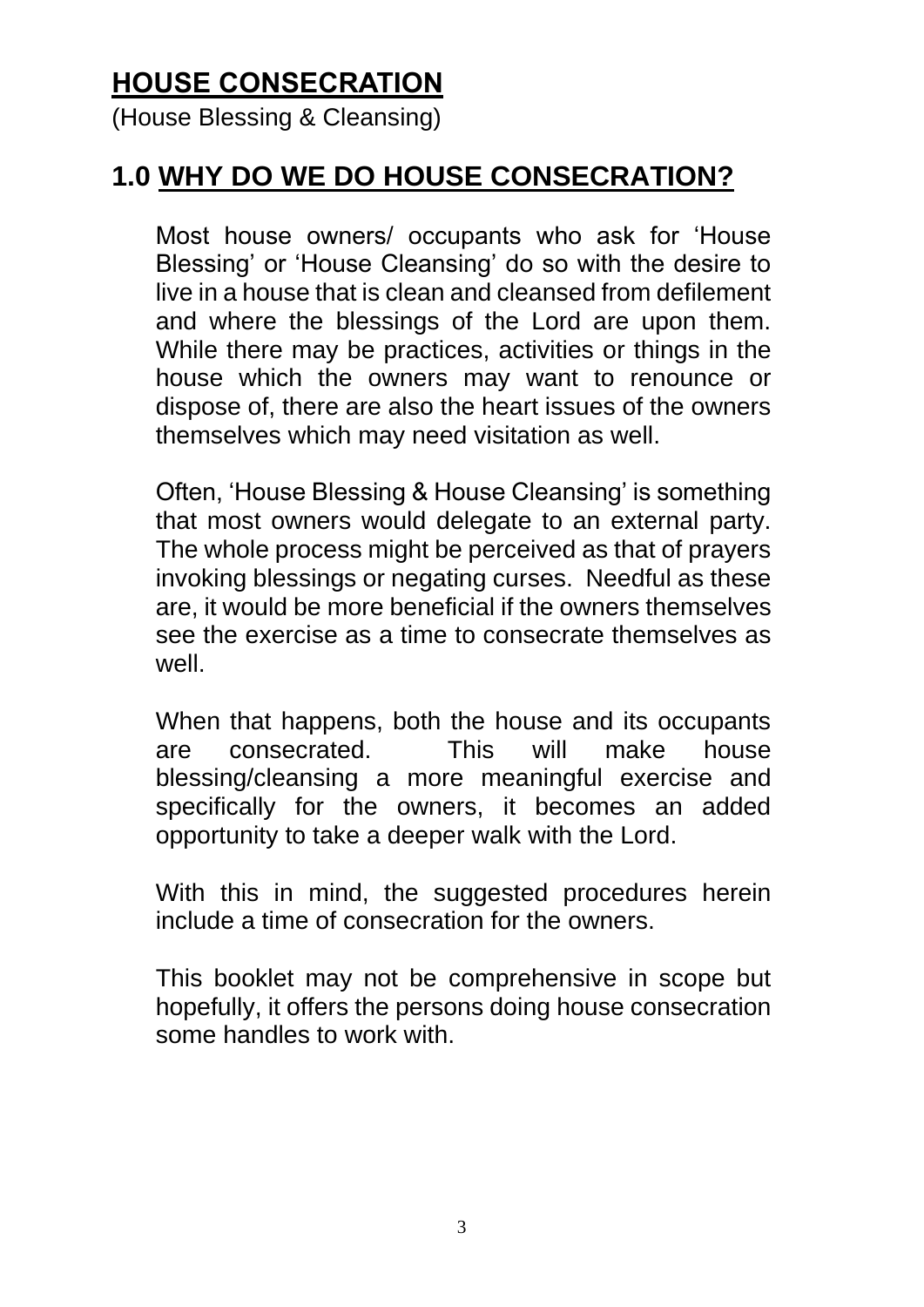# HOUSE CONSECRATION

(House Blessing & Cleansing)

## 1.0 WHY DO WE DO HOUSE CONSECRATION?

Most house owners/ occupants who ask for 'House Blessing' or 'House Cleansing' do so with the desire to live in a house that is clean and cleansed from defilement and where the blessings of the Lord are upon them. While there may be practices, activities or things in the house which the owners may want to renounce or dispose of, there are also the heart issues of the owners themselves which may need visitation as well.

Often, 'House Blessing & House Cleansing' is something that most owners would delegate to an external party. The whole process might be perceived as that of prayers invoking blessings or negating curses. Needful as these are, it would be more beneficial if the owners themselves see the exercise as a time to consecrate themselves as well.

When that happens, both the house and its occupants are consecrated. This will make house blessing/cleansing a more meaningful exercise and specifically for the owners, it becomes an added opportunity to take a deeper walk with the Lord.

With this in mind, the suggested procedures herein include a time of consecration for the owners.

This booklet may not be comprehensive in scope but hopefully, it offers the persons doing house consecration some handles to work with.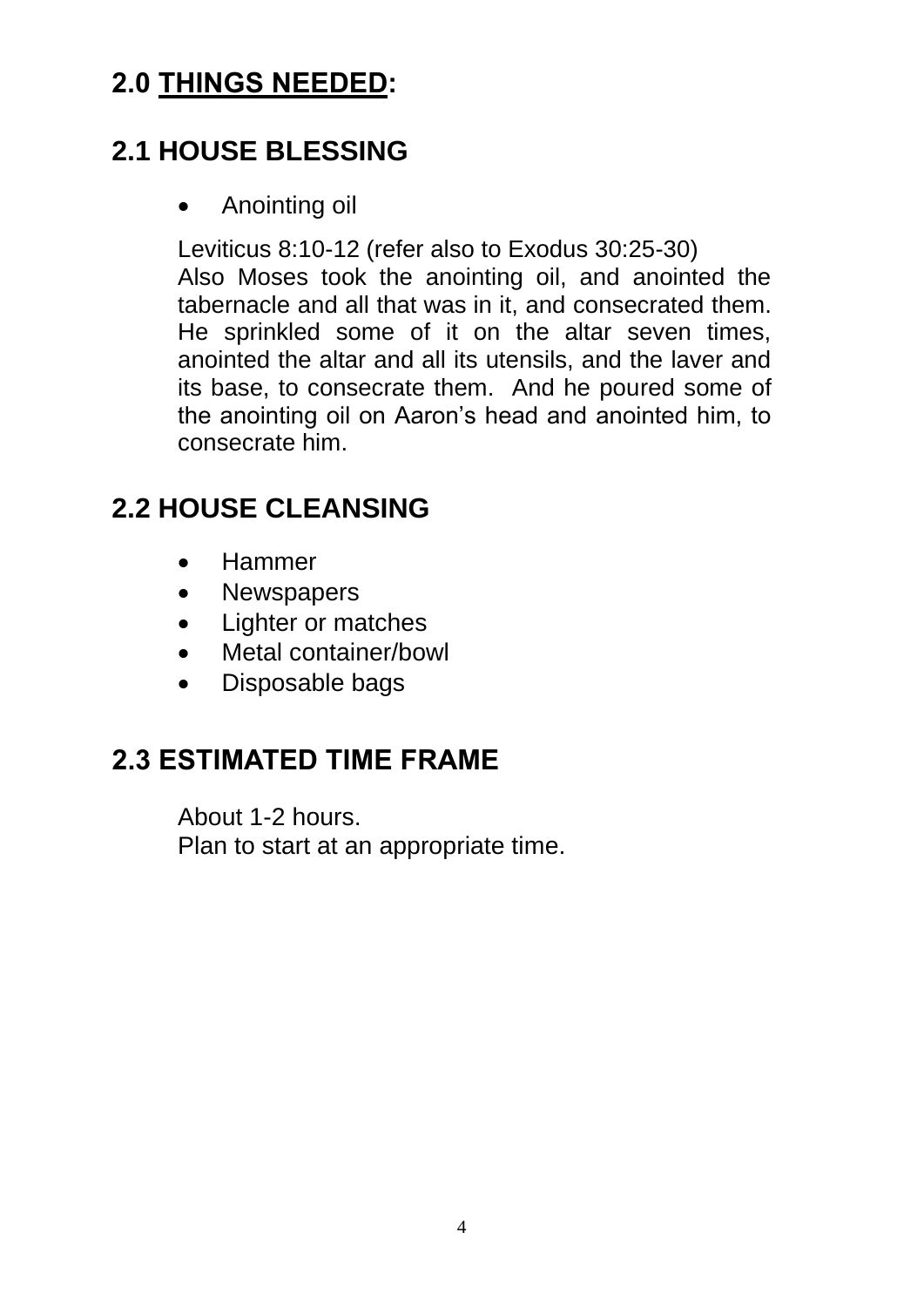## 2.0 <u>THINGS NEEDED</u>:

## 2.1 HOUSE BLESSING

- Anointing oil

Leviticus 8:10-12 (refer also to Exodus 30:25-30)
Also Moses took the anointing oil, and anointed the tabernacle and all that was in it, and consecrated them. He sprinkled some of it on the altar seven times, anointed the altar and all its utensils, and the laver and its base, to consecrate them. And he poured some of the anointing oil on Aaron's head and anointed him, to consecrate him.

## 2.2 HOUSE CLEANSING

- Hammer
- Newspapers
- Lighter or matches
- Metal container/bowl
- Disposable bags

## 2.3 ESTIMATED TIME FRAME

About 1-2 hours.
Plan to start at an appropriate time.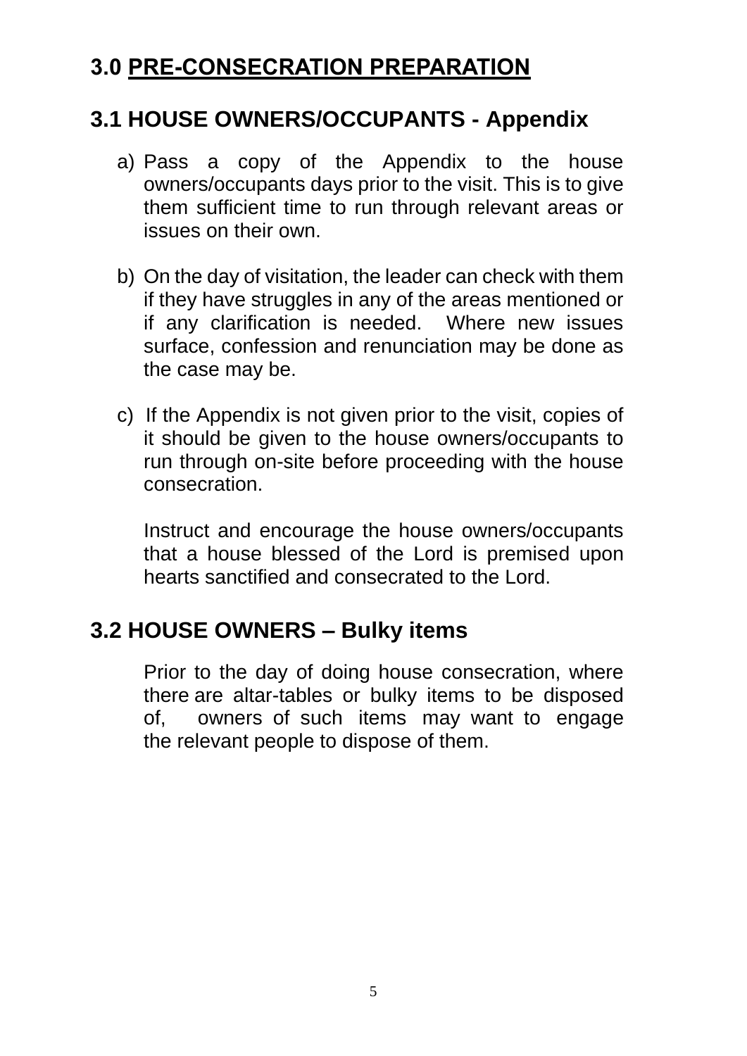# 3.0 PRE-CONSECRATION PREPARATION

## 3.1 HOUSE OWNERS/OCCUPANTS - Appendix

a) Pass a copy of the Appendix to the house owners/occupants days prior to the visit. This is to give them sufficient time to run through relevant areas or issues on their own.

b) On the day of visitation, the leader can check with them if they have struggles in any of the areas mentioned or if any clarification is needed. Where new issues surface, confession and renunciation may be done as the case may be.

c) If the Appendix is not given prior to the visit, copies of it should be given to the house owners/occupants to run through on-site before proceeding with the house consecration.

   Instruct and encourage the house owners/occupants that a house blessed of the Lord is premised upon hearts sanctified and consecrated to the Lord.

## 3.2 HOUSE OWNERS – Bulky items

Prior to the day of doing house consecration, where there are altar-tables or bulky items to be disposed of, owners of such items may want to engage the relevant people to dispose of them.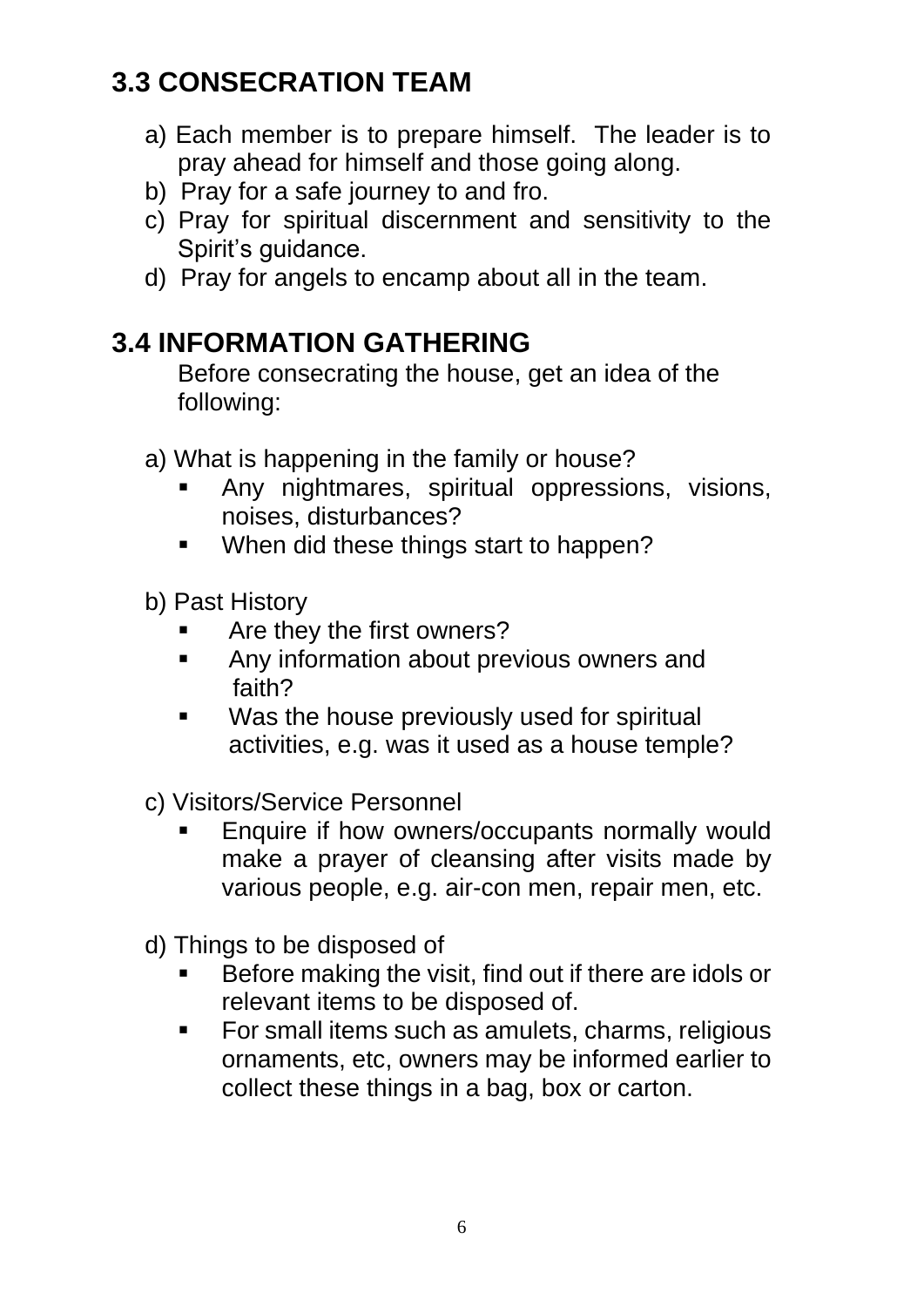## 3.3 CONSECRATION TEAM

a) Each member is to prepare himself. The leader is to pray ahead for himself and those going along.
b) Pray for a safe journey to and fro.
c) Pray for spiritual discernment and sensitivity to the Spirit's guidance.
d) Pray for angels to encamp about all in the team.

## 3.4 INFORMATION GATHERING

Before consecrating the house, get an idea of the following:

a) What is happening in the family or house?

- Any nightmares, spiritual oppressions, visions, noises, disturbances?
- When did these things start to happen?

b) Past History

- Are they the first owners?
- Any information about previous owners and faith?
- Was the house previously used for spiritual activities, e.g. was it used as a house temple?

c) Visitors/Service Personnel

- Enquire if how owners/occupants normally would make a prayer of cleansing after visits made by various people, e.g. air-con men, repair men, etc.

d) Things to be disposed of

- Before making the visit, find out if there are idols or relevant items to be disposed of.
- For small items such as amulets, charms, religious ornaments, etc, owners may be informed earlier to collect these things in a bag, box or carton.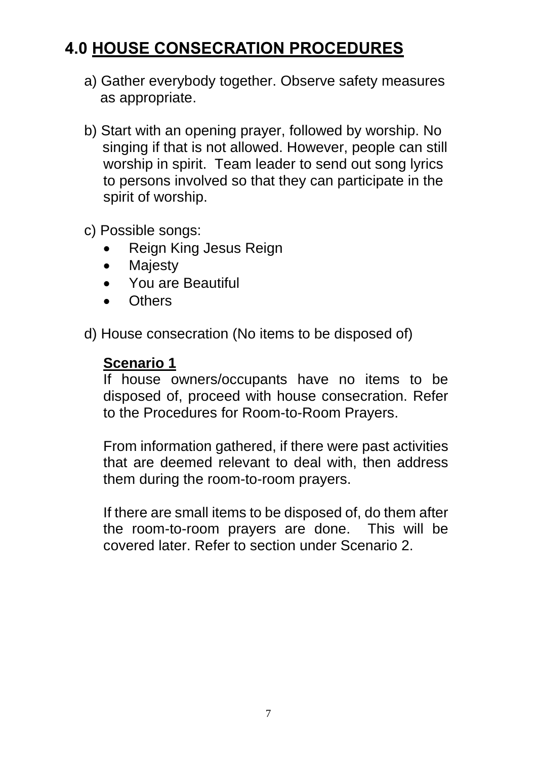## 4.0 HOUSE CONSECRATION PROCEDURES

a) Gather everybody together. Observe safety measures as appropriate.

b) Start with an opening prayer, followed by worship. No singing if that is not allowed. However, people can still worship in spirit. Team leader to send out song lyrics to persons involved so that they can participate in the spirit of worship.

c) Possible songs:

- Reign King Jesus Reign
- Majesty
- You are Beautiful
- Others

d) House consecration (No items to be disposed of)

**Scenario 1**

If house owners/occupants have no items to be disposed of, proceed with house consecration. Refer to the Procedures for Room-to-Room Prayers.

From information gathered, if there were past activities that are deemed relevant to deal with, then address them during the room-to-room prayers.

If there are small items to be disposed of, do them after the room-to-room prayers are done. This will be covered later. Refer to section under Scenario 2.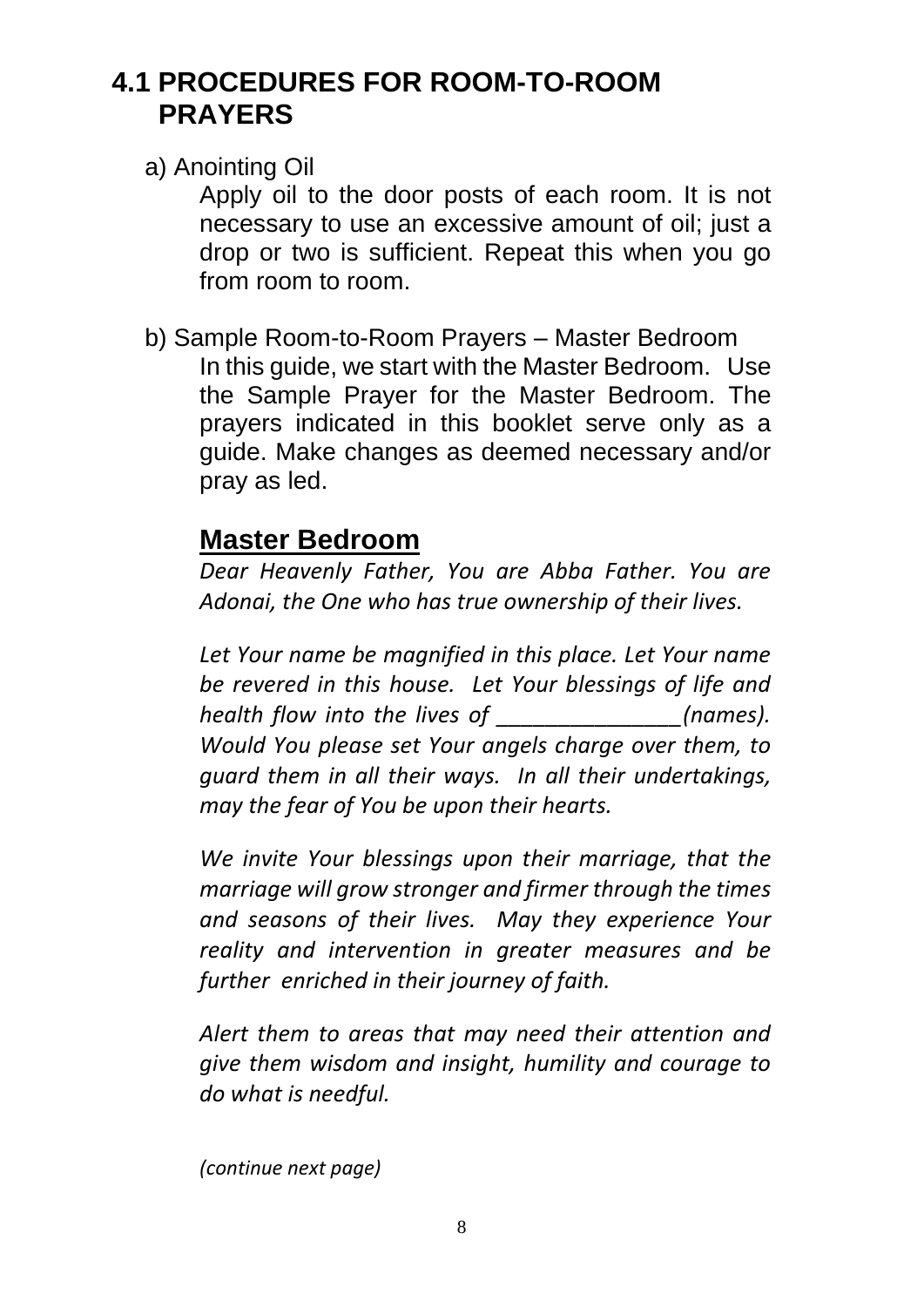## 4.1 PROCEDURES FOR ROOM-TO-ROOM PRAYERS

a) Anointing Oil

Apply oil to the door posts of each room. It is not necessary to use an excessive amount of oil; just a drop or two is sufficient. Repeat this when you go from room to room.

b) Sample Room-to-Room Prayers – Master Bedroom

In this guide, we start with the Master Bedroom. Use the Sample Prayer for the Master Bedroom. The prayers indicated in this booklet serve only as a guide. Make changes as deemed necessary and/or pray as led.

### Master Bedroom

*Dear Heavenly Father, You are Abba Father. You are Adonai, the One who has true ownership of their lives.*

*Let Your name be magnified in this place. Let Your name be revered in this house. Let Your blessings of life and health flow into the lives of _______________(names). Would You please set Your angels charge over them, to guard them in all their ways. In all their undertakings, may the fear of You be upon their hearts.*

*We invite Your blessings upon their marriage, that the marriage will grow stronger and firmer through the times and seasons of their lives. May they experience Your reality and intervention in greater measures and be further enriched in their journey of faith.*

*Alert them to areas that may need their attention and give them wisdom and insight, humility and courage to do what is needful.*

*(continue next page)*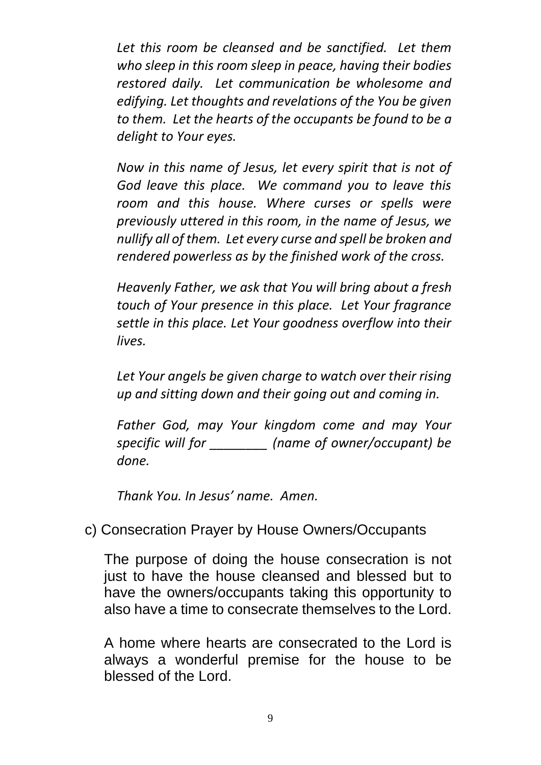*Let this room be cleansed and be sanctified. Let them who sleep in this room sleep in peace, having their bodies restored daily. Let communication be wholesome and edifying. Let thoughts and revelations of the You be given to them. Let the hearts of the occupants be found to be a delight to Your eyes.*

*Now in this name of Jesus, let every spirit that is not of God leave this place. We command you to leave this room and this house. Where curses or spells were previously uttered in this room, in the name of Jesus, we nullify all of them. Let every curse and spell be broken and rendered powerless as by the finished work of the cross.*

*Heavenly Father, we ask that You will bring about a fresh touch of Your presence in this place. Let Your fragrance settle in this place. Let Your goodness overflow into their lives.*

*Let Your angels be given charge to watch over their rising up and sitting down and their going out and coming in.*

*Father God, may Your kingdom come and may Your specific will for ________ (name of owner/occupant) be done.*

*Thank You. In Jesus' name. Amen.*

c) Consecration Prayer by House Owners/Occupants

The purpose of doing the house consecration is not just to have the house cleansed and blessed but to have the owners/occupants taking this opportunity to also have a time to consecrate themselves to the Lord.

A home where hearts are consecrated to the Lord is always a wonderful premise for the house to be blessed of the Lord.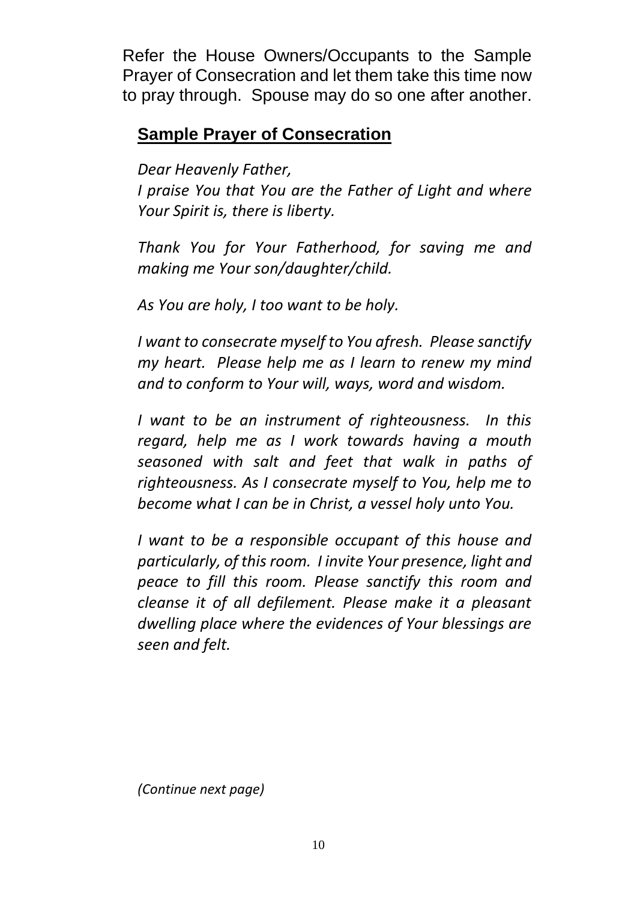Refer the House Owners/Occupants to the Sample Prayer of Consecration and let them take this time now to pray through. Spouse may do so one after another.

## **Sample Prayer of Consecration**

*Dear Heavenly Father,*
*I praise You that You are the Father of Light and where Your Spirit is, there is liberty.*

*Thank You for Your Fatherhood, for saving me and making me Your son/daughter/child.*

*As You are holy, I too want to be holy.*

*I want to consecrate myself to You afresh. Please sanctify my heart. Please help me as I learn to renew my mind and to conform to Your will, ways, word and wisdom.*

*I want to be an instrument of righteousness. In this regard, help me as I work towards having a mouth seasoned with salt and feet that walk in paths of righteousness. As I consecrate myself to You, help me to become what I can be in Christ, a vessel holy unto You.*

*I want to be a responsible occupant of this house and particularly, of this room. I invite Your presence, light and peace to fill this room. Please sanctify this room and cleanse it of all defilement. Please make it a pleasant dwelling place where the evidences of Your blessings are seen and felt.*

*(Continue next page)*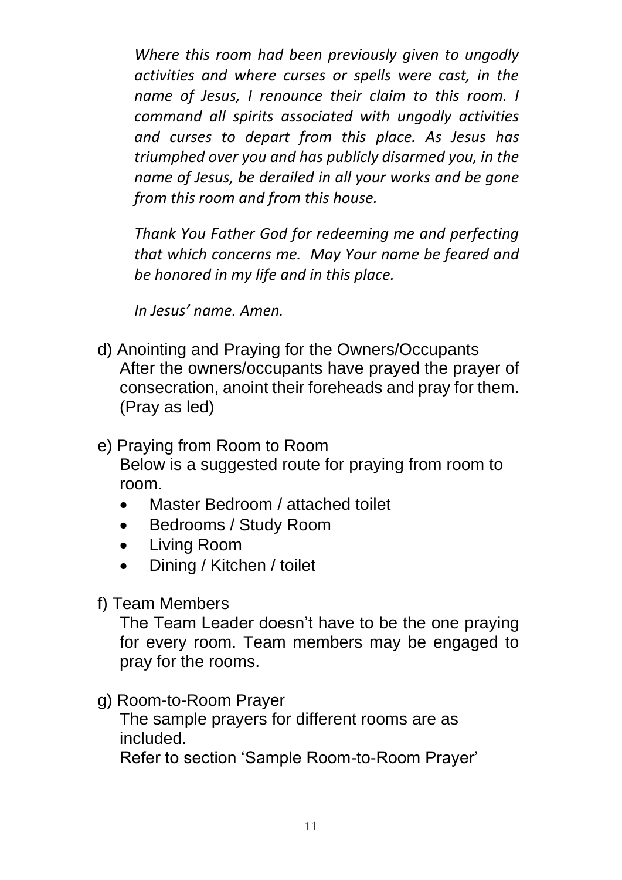*Where this room had been previously given to ungodly activities and where curses or spells were cast, in the name of Jesus, I renounce their claim to this room. I command all spirits associated with ungodly activities and curses to depart from this place. As Jesus has triumphed over you and has publicly disarmed you, in the name of Jesus, be derailed in all your works and be gone from this room and from this house.*

*Thank You Father God for redeeming me and perfecting that which concerns me. May Your name be feared and be honored in my life and in this place.*

*In Jesus' name. Amen.*

d) Anointing and Praying for the Owners/Occupants
After the owners/occupants have prayed the prayer of consecration, anoint their foreheads and pray for them. (Pray as led)

e) Praying from Room to Room
Below is a suggested route for praying from room to room.

- Master Bedroom / attached toilet
- Bedrooms / Study Room
- Living Room
- Dining / Kitchen / toilet

f) Team Members
The Team Leader doesn't have to be the one praying for every room. Team members may be engaged to pray for the rooms.

g) Room-to-Room Prayer
The sample prayers for different rooms are as included.
Refer to section 'Sample Room-to-Room Prayer'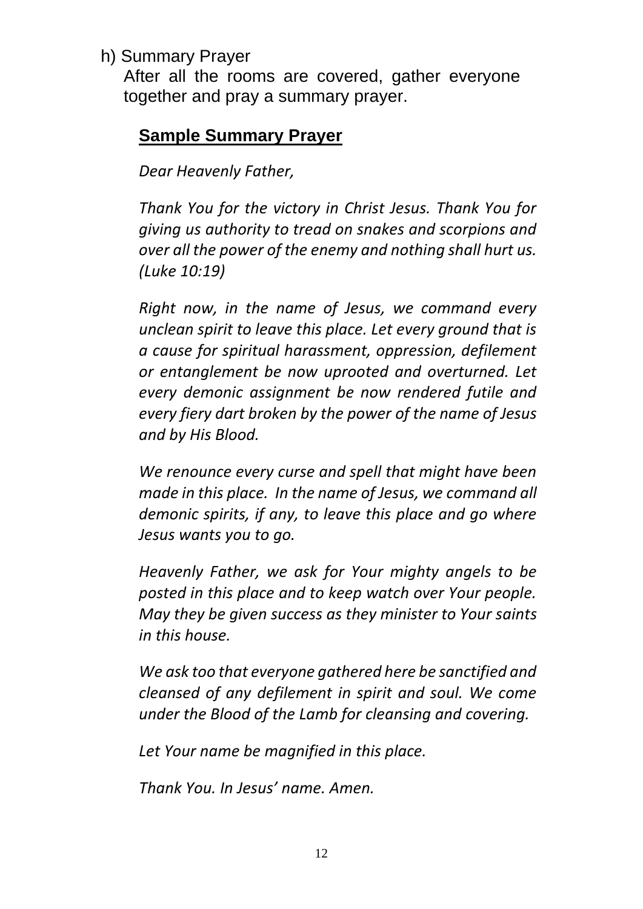h) Summary Prayer

After all the rooms are covered, gather everyone together and pray a summary prayer.

## **Sample Summary Prayer**

*Dear Heavenly Father,*

*Thank You for the victory in Christ Jesus. Thank You for giving us authority to tread on snakes and scorpions and over all the power of the enemy and nothing shall hurt us. (Luke 10:19)*

*Right now, in the name of Jesus, we command every unclean spirit to leave this place. Let every ground that is a cause for spiritual harassment, oppression, defilement or entanglement be now uprooted and overturned. Let every demonic assignment be now rendered futile and every fiery dart broken by the power of the name of Jesus and by His Blood.*

*We renounce every curse and spell that might have been made in this place. In the name of Jesus, we command all demonic spirits, if any, to leave this place and go where Jesus wants you to go.*

*Heavenly Father, we ask for Your mighty angels to be posted in this place and to keep watch over Your people. May they be given success as they minister to Your saints in this house.*

*We ask too that everyone gathered here be sanctified and cleansed of any defilement in spirit and soul. We come under the Blood of the Lamb for cleansing and covering.*

*Let Your name be magnified in this place.*

*Thank You. In Jesus' name. Amen.*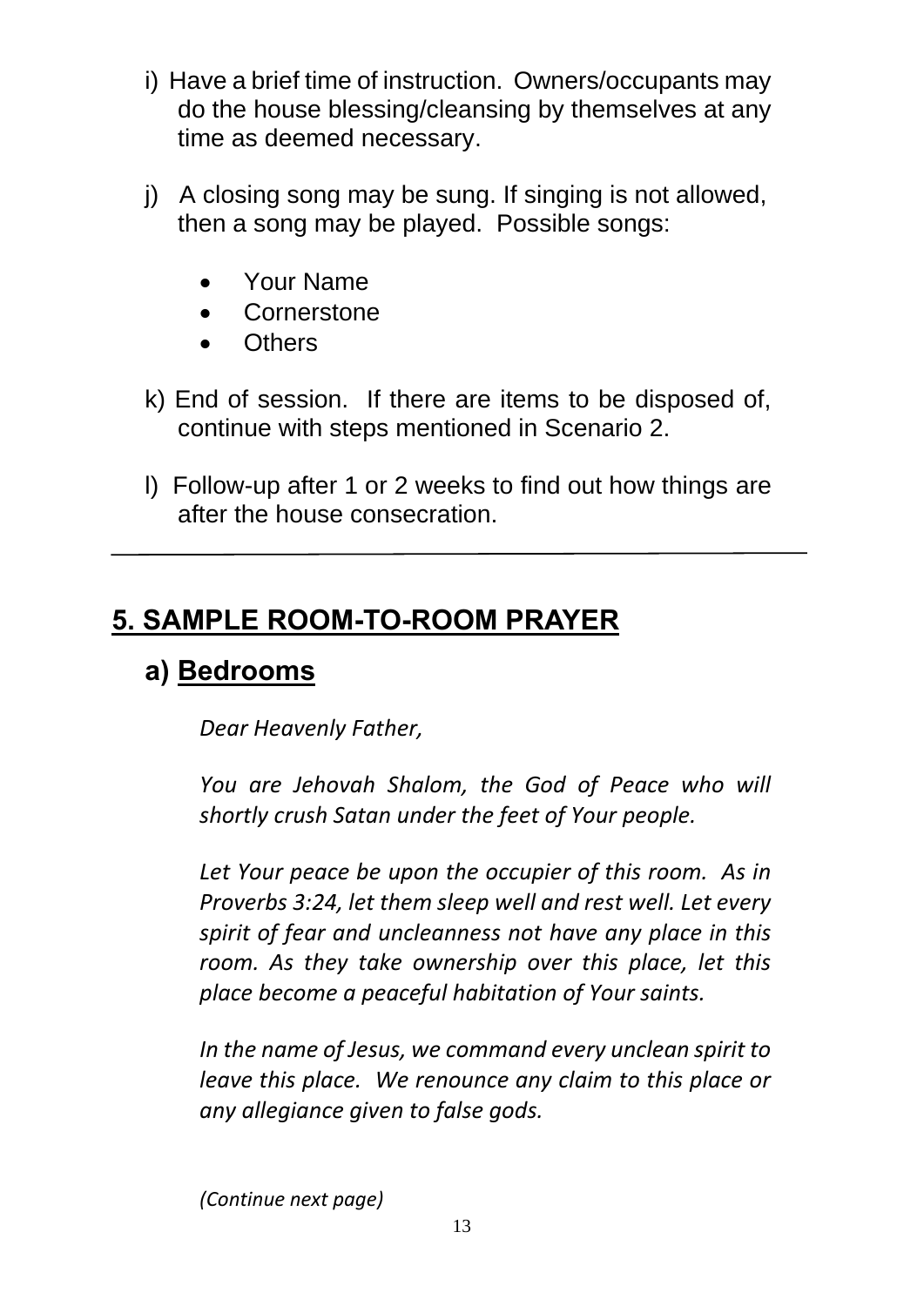i) Have a brief time of instruction. Owners/occupants may do the house blessing/cleansing by themselves at any time as deemed necessary.

j) A closing song may be sung. If singing is not allowed, then a song may be played. Possible songs:

- Your Name
- Cornerstone
- Others

k) End of session. If there are items to be disposed of, continue with steps mentioned in Scenario 2.

l) Follow-up after 1 or 2 weeks to find out how things are after the house consecration.

---

## 5. SAMPLE ROOM-TO-ROOM PRAYER

### a) Bedrooms

*Dear Heavenly Father,*

*You are Jehovah Shalom, the God of Peace who will shortly crush Satan under the feet of Your people.*

*Let Your peace be upon the occupier of this room. As in Proverbs 3:24, let them sleep well and rest well. Let every spirit of fear and uncleanness not have any place in this room. As they take ownership over this place, let this place become a peaceful habitation of Your saints.*

*In the name of Jesus, we command every unclean spirit to leave this place. We renounce any claim to this place or any allegiance given to false gods.*

*(Continue next page)*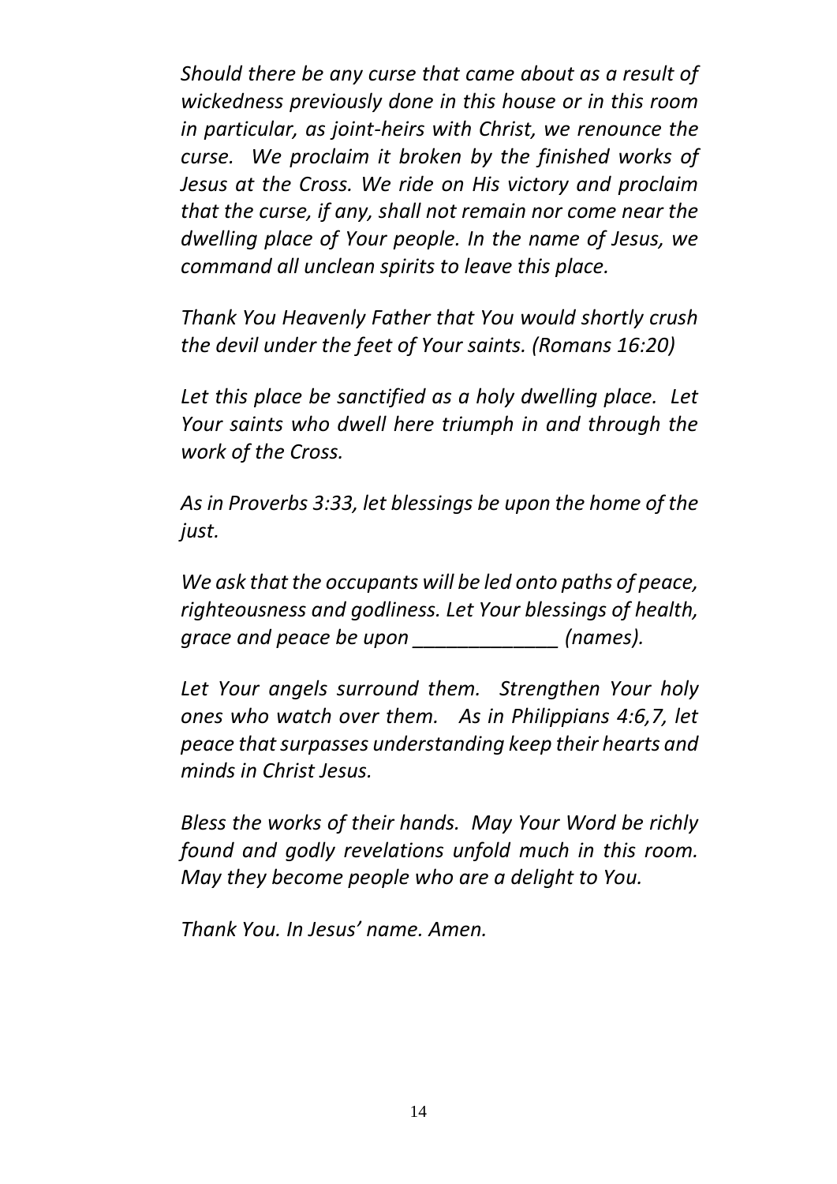*Should there be any curse that came about as a result of wickedness previously done in this house or in this room in particular, as joint-heirs with Christ, we renounce the curse. We proclaim it broken by the finished works of Jesus at the Cross. We ride on His victory and proclaim that the curse, if any, shall not remain nor come near the dwelling place of Your people. In the name of Jesus, we command all unclean spirits to leave this place.*

*Thank You Heavenly Father that You would shortly crush the devil under the feet of Your saints. (Romans 16:20)*

*Let this place be sanctified as a holy dwelling place. Let Your saints who dwell here triumph in and through the work of the Cross.*

*As in Proverbs 3:33, let blessings be upon the home of the just.*

*We ask that the occupants will be led onto paths of peace, righteousness and godliness. Let Your blessings of health, grace and peace be upon _____________ (names).*

*Let Your angels surround them. Strengthen Your holy ones who watch over them. As in Philippians 4:6,7, let peace that surpasses understanding keep their hearts and minds in Christ Jesus.*

*Bless the works of their hands. May Your Word be richly found and godly revelations unfold much in this room. May they become people who are a delight to You.*

*Thank You. In Jesus' name. Amen.*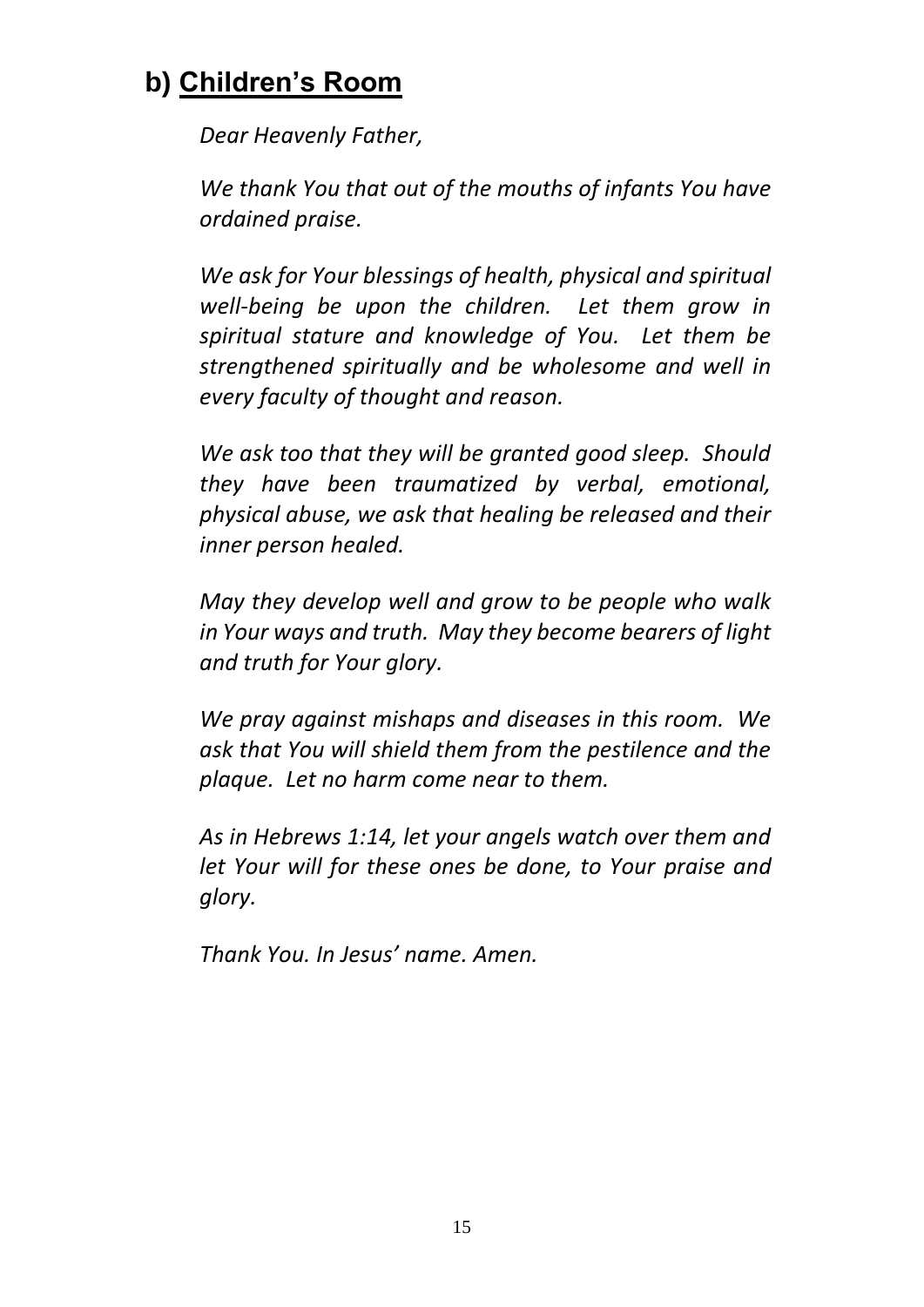## b) <u>Children's Room</u>

*Dear Heavenly Father,*

*We thank You that out of the mouths of infants You have ordained praise.*

*We ask for Your blessings of health, physical and spiritual well-being be upon the children. Let them grow in spiritual stature and knowledge of You. Let them be strengthened spiritually and be wholesome and well in every faculty of thought and reason.*

*We ask too that they will be granted good sleep. Should they have been traumatized by verbal, emotional, physical abuse, we ask that healing be released and their inner person healed.*

*May they develop well and grow to be people who walk in Your ways and truth. May they become bearers of light and truth for Your glory.*

*We pray against mishaps and diseases in this room. We ask that You will shield them from the pestilence and the plaque. Let no harm come near to them.*

*As in Hebrews 1:14, let your angels watch over them and let Your will for these ones be done, to Your praise and glory.*

*Thank You. In Jesus' name. Amen.*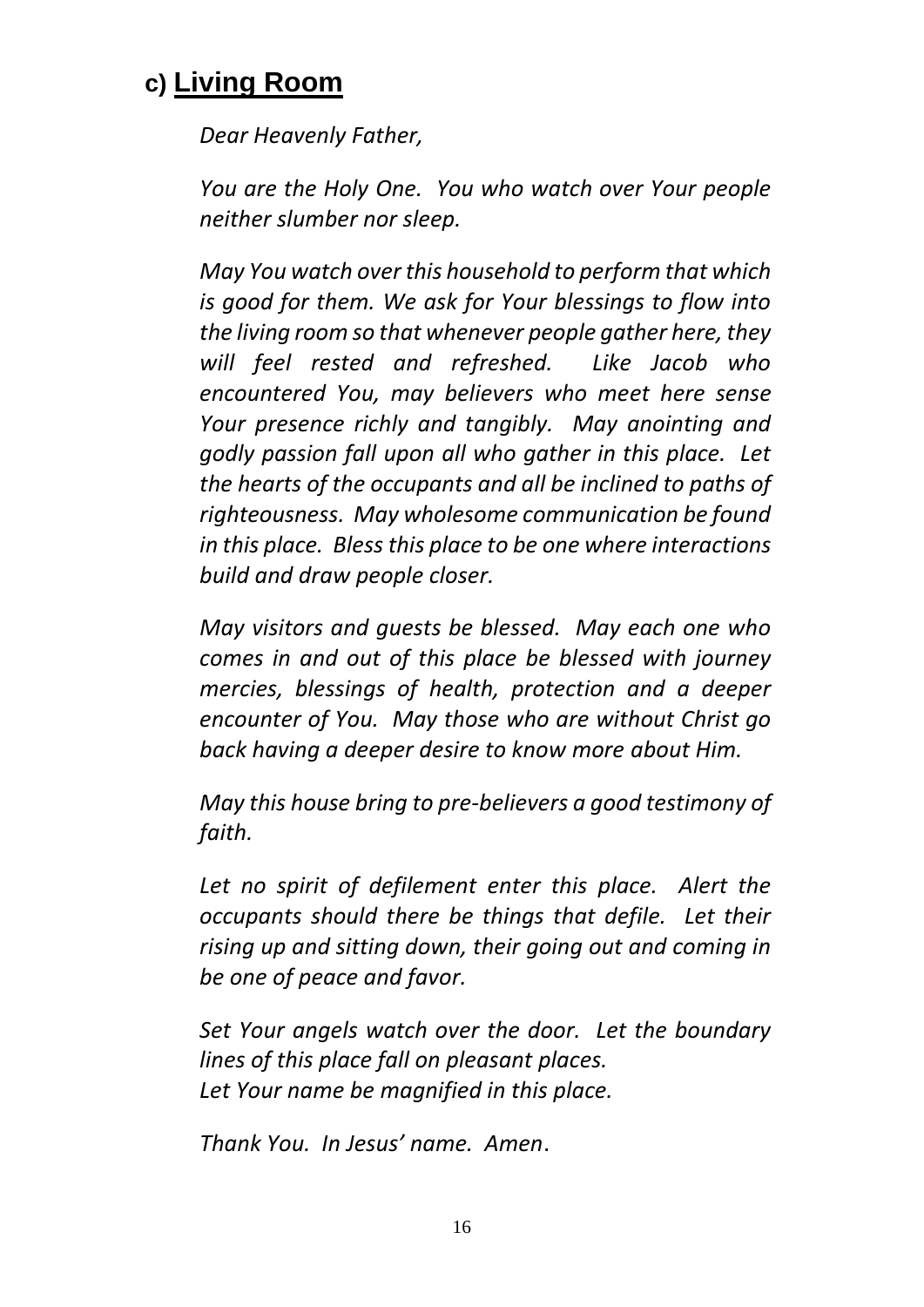## c) Living Room

*Dear Heavenly Father,*

*You are the Holy One. You who watch over Your people neither slumber nor sleep.*

*May You watch over this household to perform that which is good for them. We ask for Your blessings to flow into the living room so that whenever people gather here, they will feel rested and refreshed. Like Jacob who encountered You, may believers who meet here sense Your presence richly and tangibly. May anointing and godly passion fall upon all who gather in this place. Let the hearts of the occupants and all be inclined to paths of righteousness. May wholesome communication be found in this place. Bless this place to be one where interactions build and draw people closer.*

*May visitors and guests be blessed. May each one who comes in and out of this place be blessed with journey mercies, blessings of health, protection and a deeper encounter of You. May those who are without Christ go back having a deeper desire to know more about Him.*

*May this house bring to pre-believers a good testimony of faith.*

*Let no spirit of defilement enter this place. Alert the occupants should there be things that defile. Let their rising up and sitting down, their going out and coming in be one of peace and favor.*

*Set Your angels watch over the door. Let the boundary lines of this place fall on pleasant places.*
*Let Your name be magnified in this place.*

*Thank You. In Jesus' name. Amen*.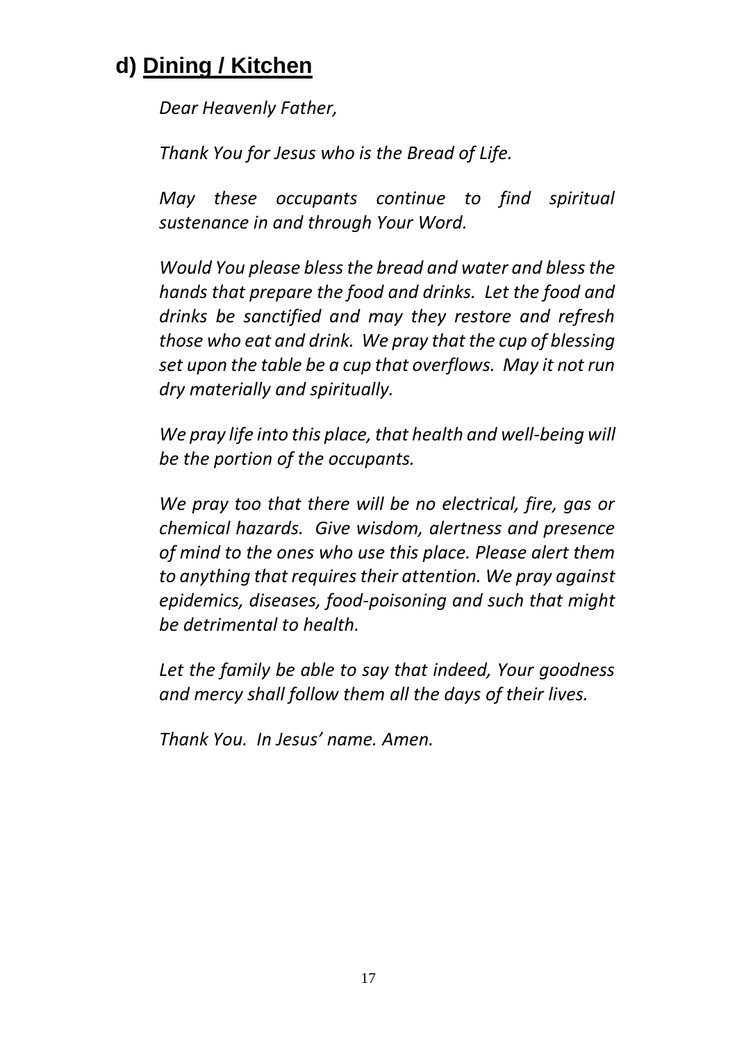## d) Dining / Kitchen

*Dear Heavenly Father,*

*Thank You for Jesus who is the Bread of Life.*

*May these occupants continue to find spiritual sustenance in and through Your Word.*

*Would You please bless the bread and water and bless the hands that prepare the food and drinks. Let the food and drinks be sanctified and may they restore and refresh those who eat and drink. We pray that the cup of blessing set upon the table be a cup that overflows. May it not run dry materially and spiritually.*

*We pray life into this place, that health and well-being will be the portion of the occupants.*

*We pray too that there will be no electrical, fire, gas or chemical hazards. Give wisdom, alertness and presence of mind to the ones who use this place. Please alert them to anything that requires their attention. We pray against epidemics, diseases, food-poisoning and such that might be detrimental to health.*

*Let the family be able to say that indeed, Your goodness and mercy shall follow them all the days of their lives.*

*Thank You. In Jesus' name. Amen.*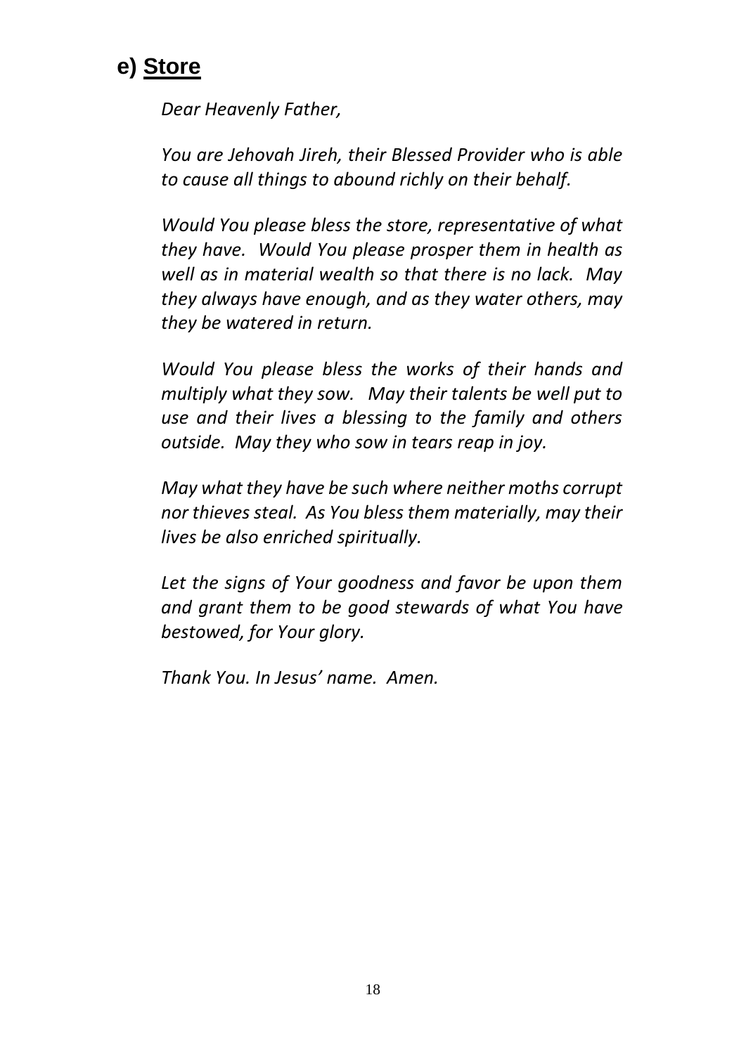## e) **Store**

*Dear Heavenly Father,*

*You are Jehovah Jireh, their Blessed Provider who is able to cause all things to abound richly on their behalf.*

*Would You please bless the store, representative of what they have. Would You please prosper them in health as well as in material wealth so that there is no lack. May they always have enough, and as they water others, may they be watered in return.*

*Would You please bless the works of their hands and multiply what they sow. May their talents be well put to use and their lives a blessing to the family and others outside. May they who sow in tears reap in joy.*

*May what they have be such where neither moths corrupt nor thieves steal. As You bless them materially, may their lives be also enriched spiritually.*

*Let the signs of Your goodness and favor be upon them and grant them to be good stewards of what You have bestowed, for Your glory.*

*Thank You. In Jesus' name. Amen.*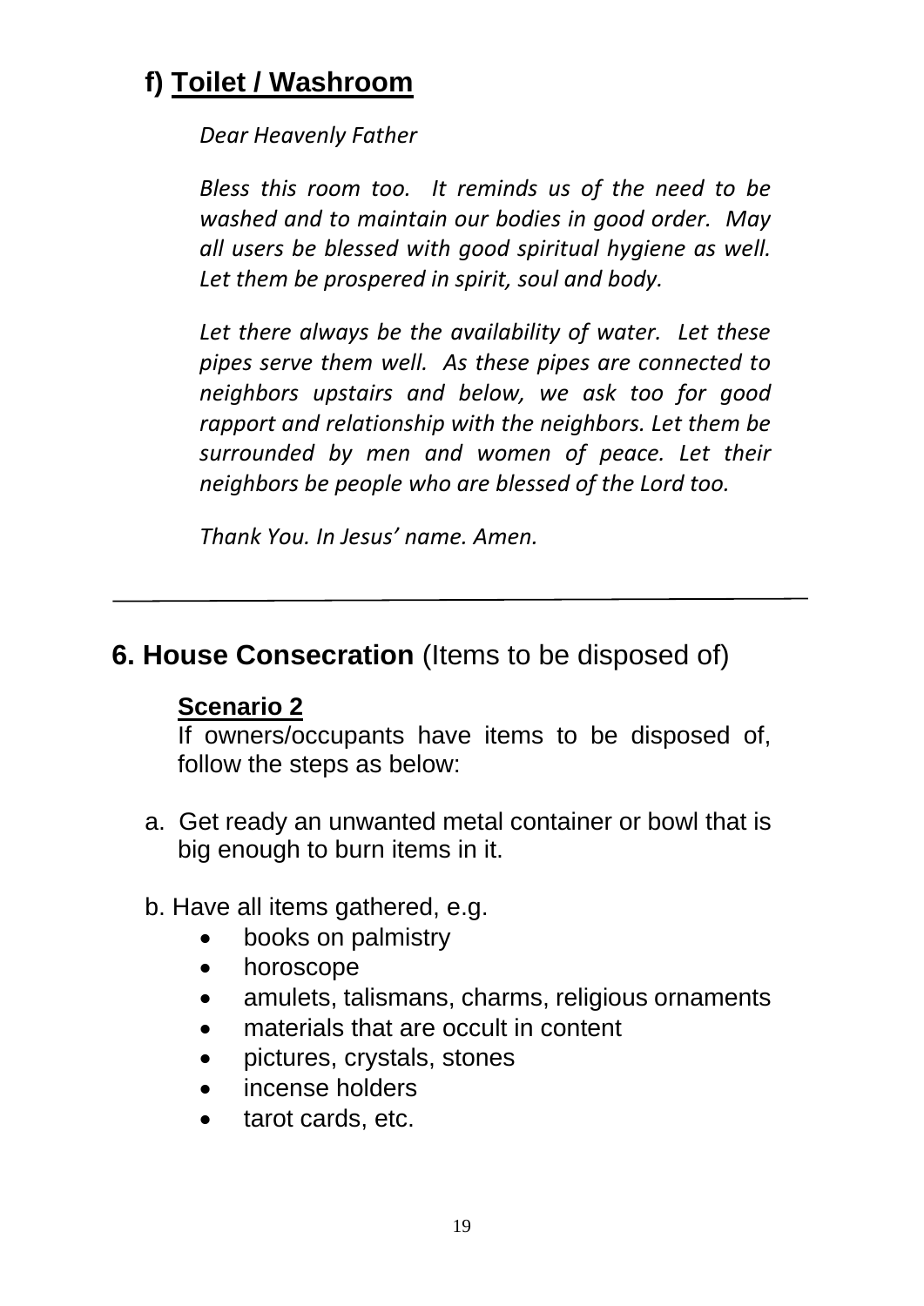## f) Toilet / Washroom

*Dear Heavenly Father*

*Bless this room too. It reminds us of the need to be washed and to maintain our bodies in good order. May all users be blessed with good spiritual hygiene as well. Let them be prospered in spirit, soul and body.*

*Let there always be the availability of water. Let these pipes serve them well. As these pipes are connected to neighbors upstairs and below, we ask too for good rapport and relationship with the neighbors. Let them be surrounded by men and women of peace. Let their neighbors be people who are blessed of the Lord too.*

*Thank You. In Jesus' name. Amen.*

---

# 6. House Consecration (Items to be disposed of)

**Scenario 2**

If owners/occupants have items to be disposed of, follow the steps as below:

a. Get ready an unwanted metal container or bowl that is big enough to burn items in it.

b. Have all items gathered, e.g.

- books on palmistry
- horoscope
- amulets, talismans, charms, religious ornaments
- materials that are occult in content
- pictures, crystals, stones
- incense holders
- tarot cards, etc.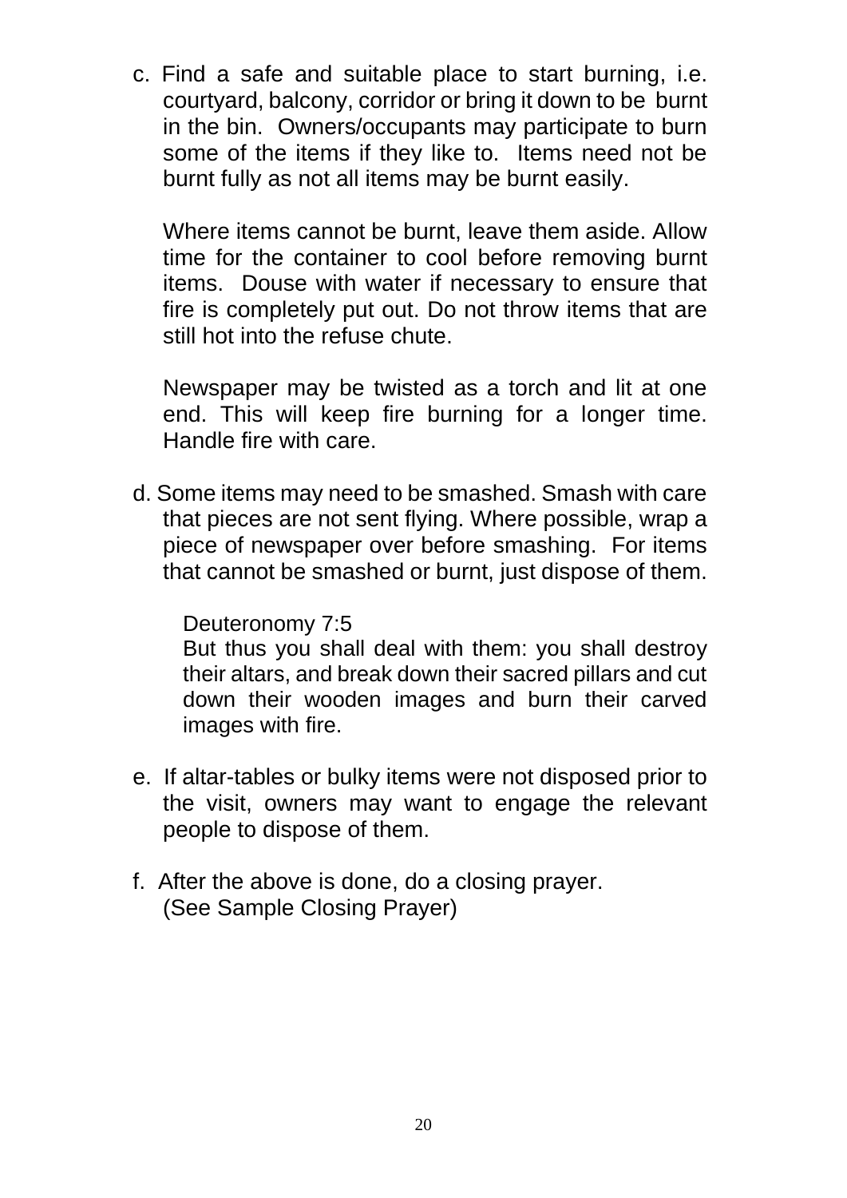c. Find a safe and suitable place to start burning, i.e. courtyard, balcony, corridor or bring it down to be burnt in the bin. Owners/occupants may participate to burn some of the items if they like to. Items need not be burnt fully as not all items may be burnt easily.

   Where items cannot be burnt, leave them aside. Allow time for the container to cool before removing burnt items. Douse with water if necessary to ensure that fire is completely put out. Do not throw items that are still hot into the refuse chute.

   Newspaper may be twisted as a torch and lit at one end. This will keep fire burning for a longer time. Handle fire with care.

d. Some items may need to be smashed. Smash with care that pieces are not sent flying. Where possible, wrap a piece of newspaper over before smashing. For items that cannot be smashed or burnt, just dispose of them.

   Deuteronomy 7:5
   But thus you shall deal with them: you shall destroy their altars, and break down their sacred pillars and cut down their wooden images and burn their carved images with fire.

e. If altar-tables or bulky items were not disposed prior to the visit, owners may want to engage the relevant people to dispose of them.

f. After the above is done, do a closing prayer.
   (See Sample Closing Prayer)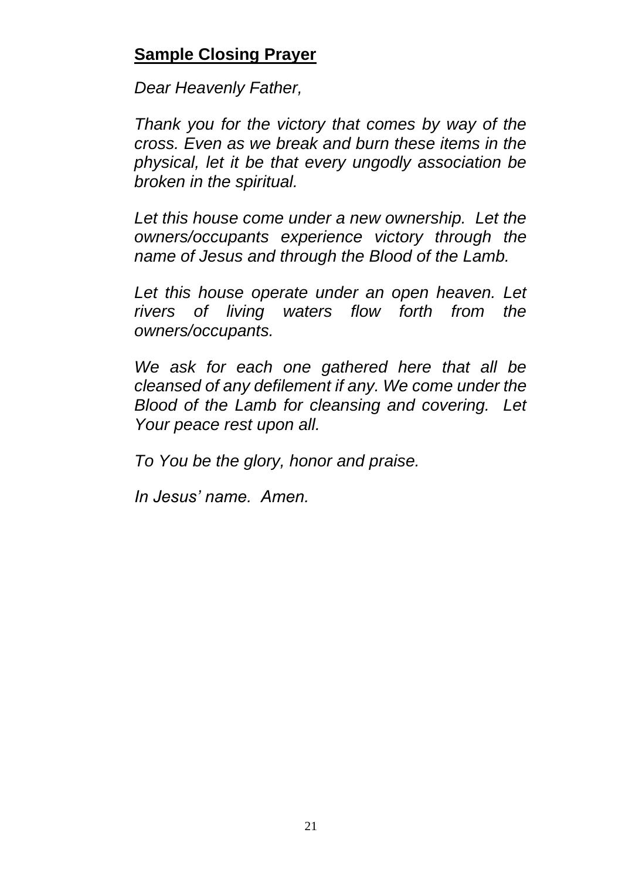## **Sample Closing Prayer**

*Dear Heavenly Father,*

*Thank you for the victory that comes by way of the cross. Even as we break and burn these items in the physical, let it be that every ungodly association be broken in the spiritual.*

*Let this house come under a new ownership. Let the owners/occupants experience victory through the name of Jesus and through the Blood of the Lamb.*

*Let this house operate under an open heaven. Let rivers of living waters flow forth from the owners/occupants.*

*We ask for each one gathered here that all be cleansed of any defilement if any. We come under the Blood of the Lamb for cleansing and covering. Let Your peace rest upon all.*

*To You be the glory, honor and praise.*

*In Jesus' name. Amen.*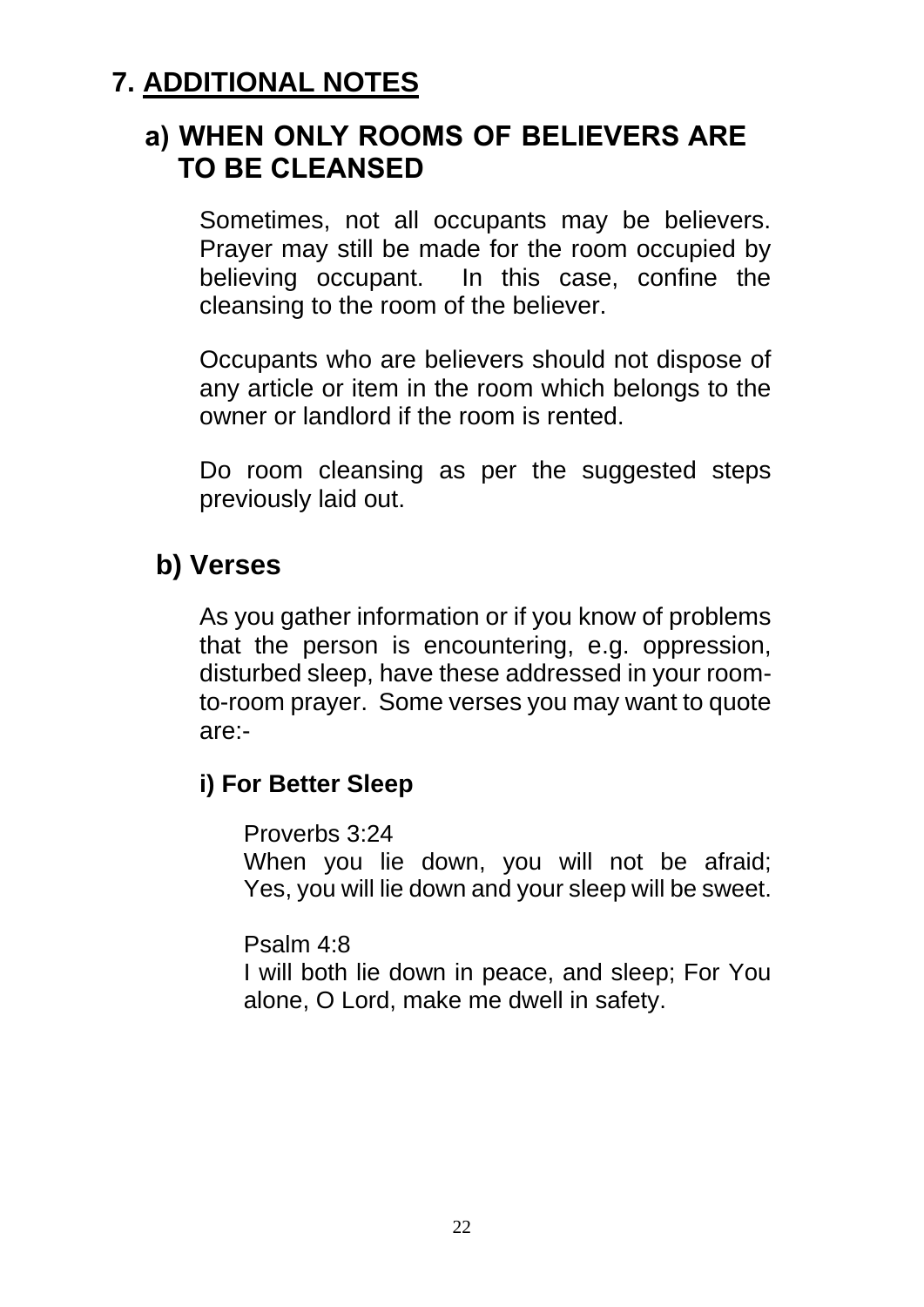# 7. ADDITIONAL NOTES

## a) WHEN ONLY ROOMS OF BELIEVERS ARE TO BE CLEANSED

Sometimes, not all occupants may be believers. Prayer may still be made for the room occupied by believing occupant. In this case, confine the cleansing to the room of the believer.

Occupants who are believers should not dispose of any article or item in the room which belongs to the owner or landlord if the room is rented.

Do room cleansing as per the suggested steps previously laid out.

## b) Verses

As you gather information or if you know of problems that the person is encountering, e.g. oppression, disturbed sleep, have these addressed in your room-to-room prayer. Some verses you may want to quote are:-

### i) For Better Sleep

Proverbs 3:24
When you lie down, you will not be afraid; Yes, you will lie down and your sleep will be sweet.

Psalm 4:8
I will both lie down in peace, and sleep; For You alone, O Lord, make me dwell in safety.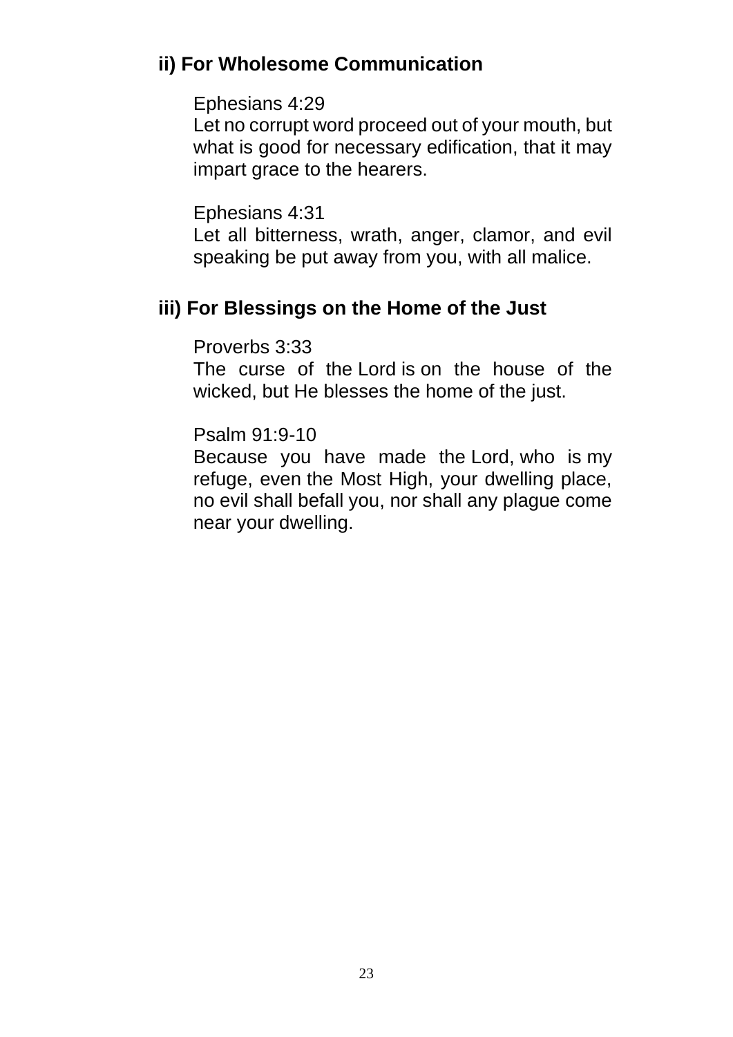### ii) For Wholesome Communication

Ephesians 4:29
Let no corrupt word proceed out of your mouth, but what is good for necessary edification, that it may impart grace to the hearers.

Ephesians 4:31
Let all bitterness, wrath, anger, clamor, and evil speaking be put away from you, with all malice.

### iii) For Blessings on the Home of the Just

Proverbs 3:33
The curse of the Lord is on the house of the wicked, but He blesses the home of the just.

Psalm 91:9-10
Because you have made the Lord, who is my refuge, even the Most High, your dwelling place, no evil shall befall you, nor shall any plague come near your dwelling.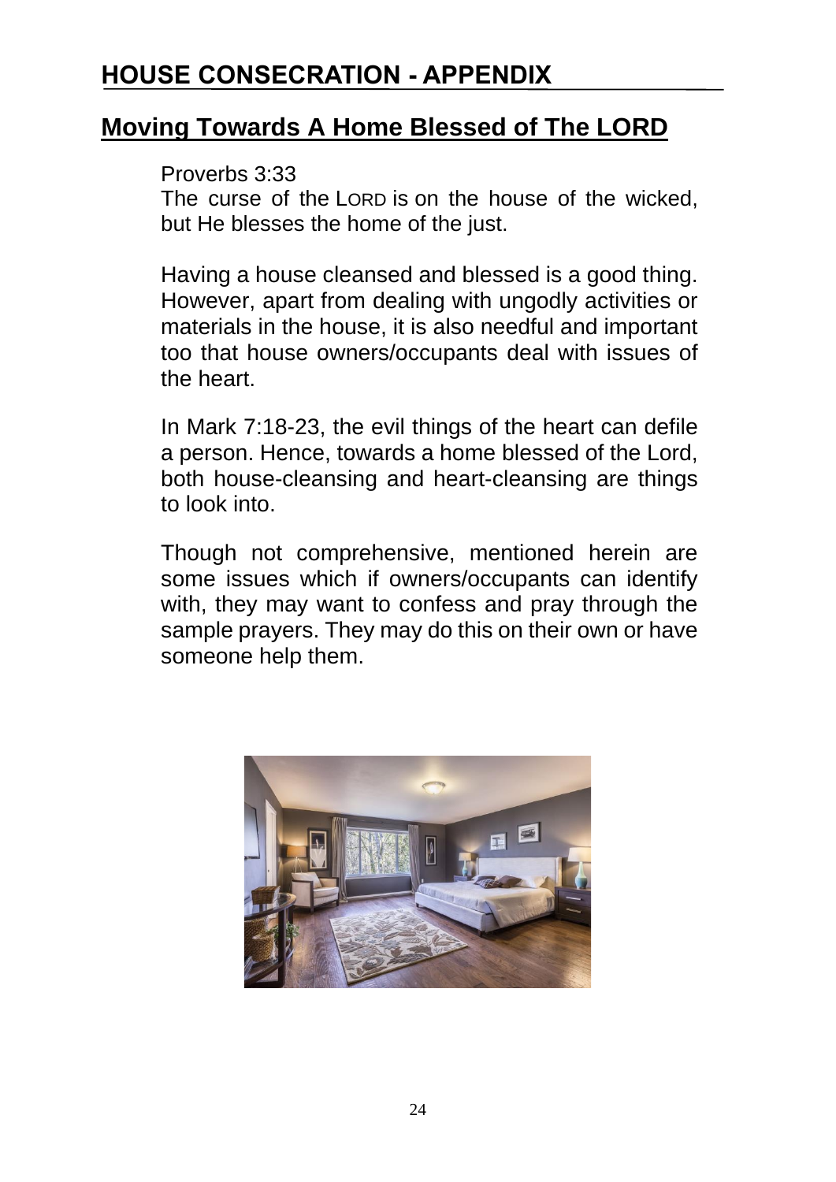# HOUSE CONSECRATION - APPENDIX

## Moving Towards A Home Blessed of The LORD

Proverbs 3:33
The curse of the LORD is on the house of the wicked, but He blesses the home of the just.

Having a house cleansed and blessed is a good thing. However, apart from dealing with ungodly activities or materials in the house, it is also needful and important too that house owners/occupants deal with issues of the heart.

In Mark 7:18-23, the evil things of the heart can defile a person. Hence, towards a home blessed of the Lord, both house-cleansing and heart-cleansing are things to look into.

Though not comprehensive, mentioned herein are some issues which if owners/occupants can identify with, they may want to confess and pray through the sample prayers. They may do this on their own or have someone help them.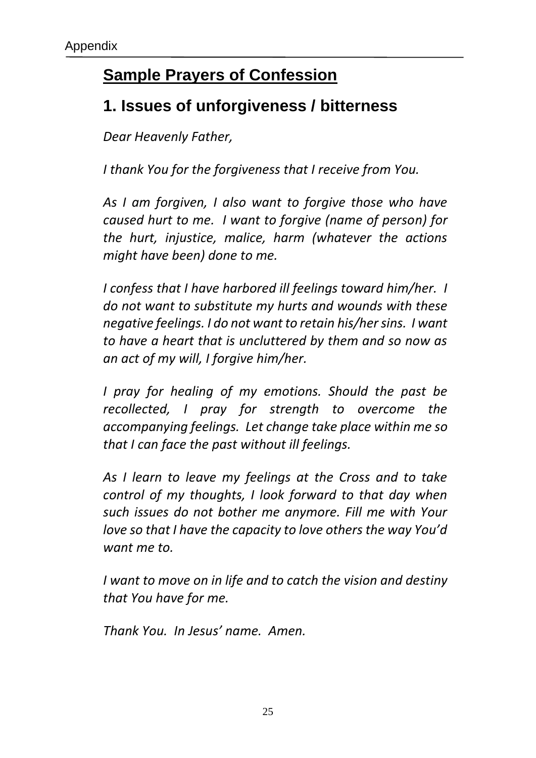## Sample Prayers of Confession

### 1. Issues of unforgiveness / bitterness

*Dear Heavenly Father,*

*I thank You for the forgiveness that I receive from You.*

*As I am forgiven, I also want to forgive those who have caused hurt to me. I want to forgive (name of person) for the hurt, injustice, malice, harm (whatever the actions might have been) done to me.*

*I confess that I have harbored ill feelings toward him/her. I do not want to substitute my hurts and wounds with these negative feelings. I do not want to retain his/her sins. I want to have a heart that is uncluttered by them and so now as an act of my will, I forgive him/her.*

*I pray for healing of my emotions. Should the past be recollected, I pray for strength to overcome the accompanying feelings. Let change take place within me so that I can face the past without ill feelings.*

*As I learn to leave my feelings at the Cross and to take control of my thoughts, I look forward to that day when such issues do not bother me anymore. Fill me with Your love so that I have the capacity to love others the way You'd want me to.*

*I want to move on in life and to catch the vision and destiny that You have for me.*

*Thank You. In Jesus' name. Amen.*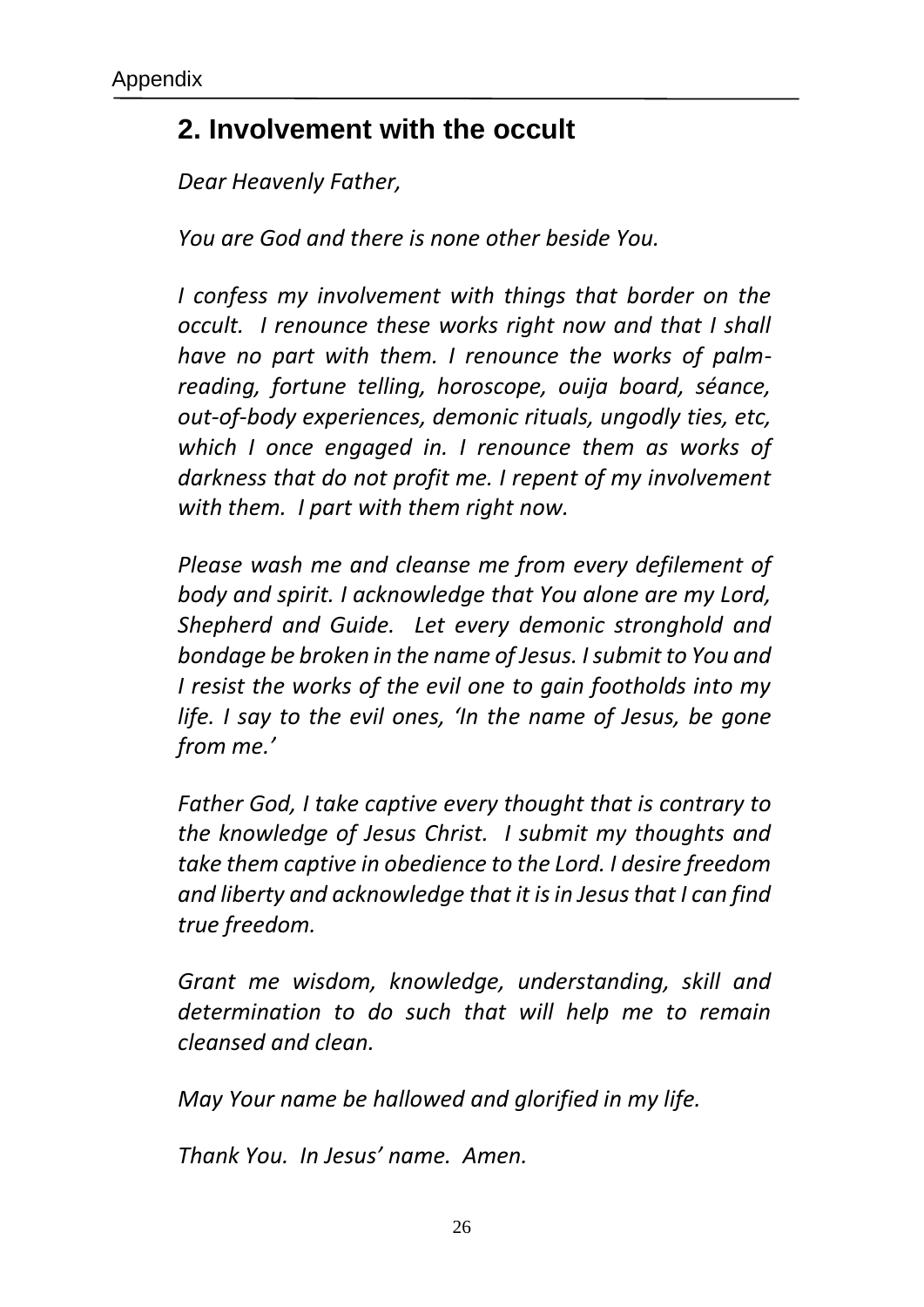## 2. Involvement with the occult

*Dear Heavenly Father,*

*You are God and there is none other beside You.*

*I confess my involvement with things that border on the occult. I renounce these works right now and that I shall have no part with them. I renounce the works of palm-reading, fortune telling, horoscope, ouija board, séance, out-of-body experiences, demonic rituals, ungodly ties, etc, which I once engaged in. I renounce them as works of darkness that do not profit me. I repent of my involvement with them. I part with them right now.*

*Please wash me and cleanse me from every defilement of body and spirit. I acknowledge that You alone are my Lord, Shepherd and Guide. Let every demonic stronghold and bondage be broken in the name of Jesus. I submit to You and I resist the works of the evil one to gain footholds into my life. I say to the evil ones, 'In the name of Jesus, be gone from me.'*

*Father God, I take captive every thought that is contrary to the knowledge of Jesus Christ. I submit my thoughts and take them captive in obedience to the Lord. I desire freedom and liberty and acknowledge that it is in Jesus that I can find true freedom.*

*Grant me wisdom, knowledge, understanding, skill and determination to do such that will help me to remain cleansed and clean.*

*May Your name be hallowed and glorified in my life.*

*Thank You. In Jesus' name. Amen.*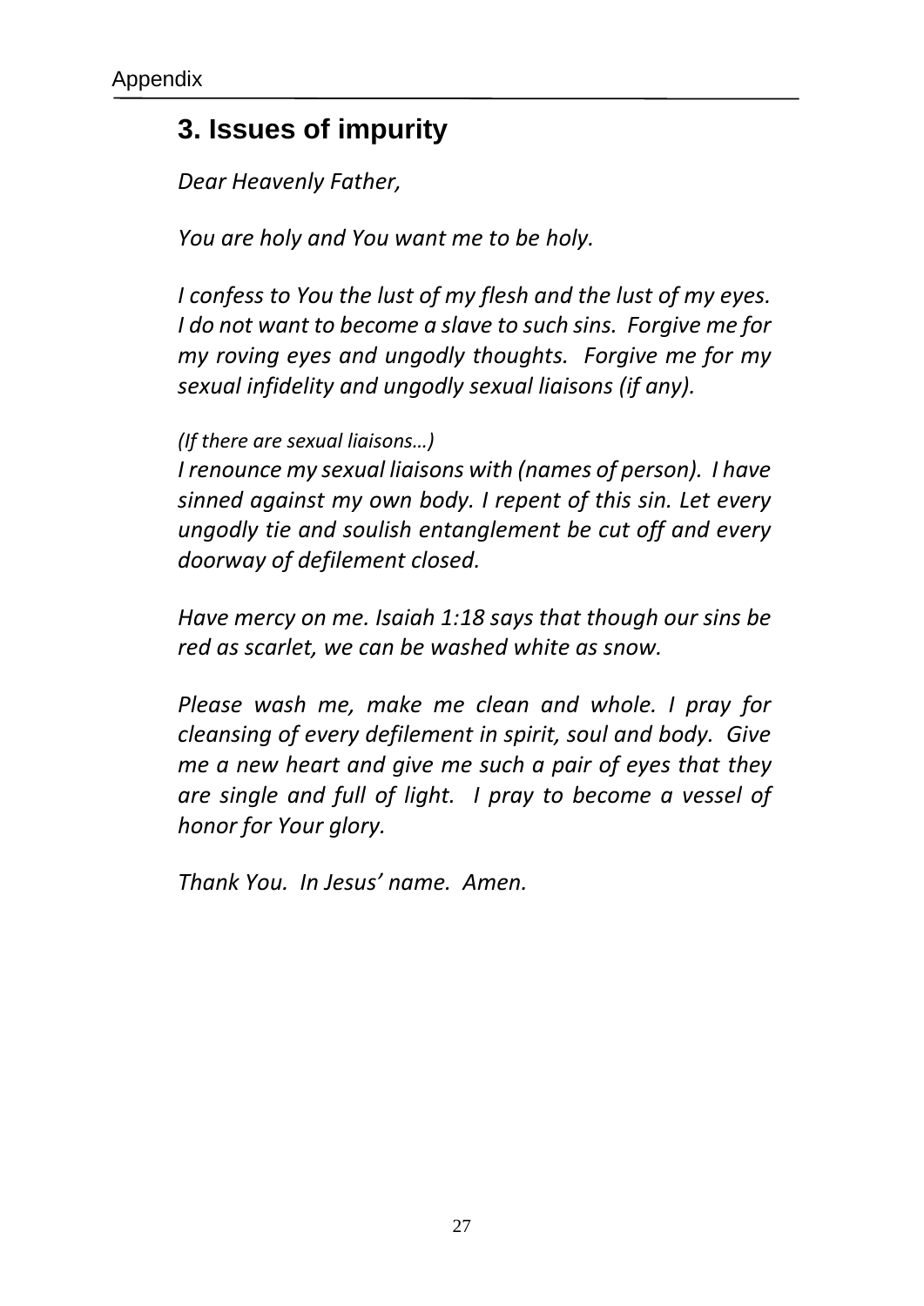## 3. Issues of impurity

*Dear Heavenly Father,*

*You are holy and You want me to be holy.*

*I confess to You the lust of my flesh and the lust of my eyes. I do not want to become a slave to such sins. Forgive me for my roving eyes and ungodly thoughts. Forgive me for my sexual infidelity and ungodly sexual liaisons (if any).*

*(If there are sexual liaisons…)*
*I renounce my sexual liaisons with (names of person). I have sinned against my own body. I repent of this sin. Let every ungodly tie and soulish entanglement be cut off and every doorway of defilement closed.*

*Have mercy on me. Isaiah 1:18 says that though our sins be red as scarlet, we can be washed white as snow.*

*Please wash me, make me clean and whole. I pray for cleansing of every defilement in spirit, soul and body. Give me a new heart and give me such a pair of eyes that they are single and full of light. I pray to become a vessel of honor for Your glory.*

*Thank You. In Jesus' name. Amen.*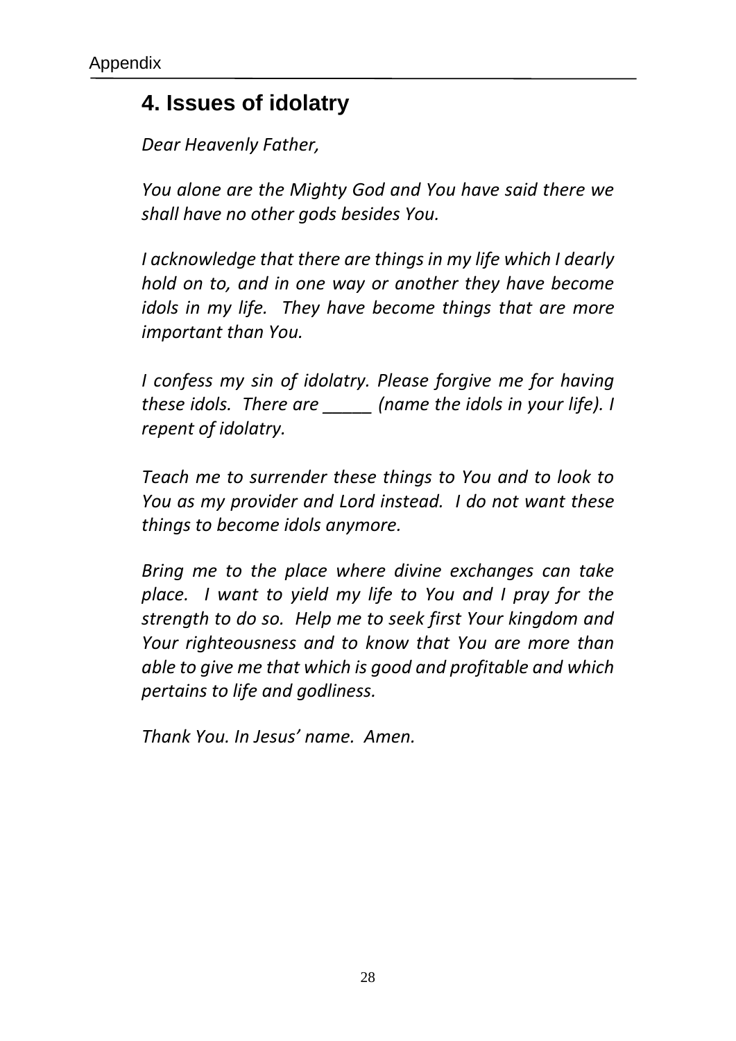## 4. Issues of idolatry

*Dear Heavenly Father,*

*You alone are the Mighty God and You have said there we shall have no other gods besides You.*

*I acknowledge that there are things in my life which I dearly hold on to, and in one way or another they have become idols in my life. They have become things that are more important than You.*

*I confess my sin of idolatry. Please forgive me for having these idols. There are _____ (name the idols in your life). I repent of idolatry.*

*Teach me to surrender these things to You and to look to You as my provider and Lord instead. I do not want these things to become idols anymore.*

*Bring me to the place where divine exchanges can take place. I want to yield my life to You and I pray for the strength to do so. Help me to seek first Your kingdom and Your righteousness and to know that You are more than able to give me that which is good and profitable and which pertains to life and godliness.*

*Thank You. In Jesus' name. Amen.*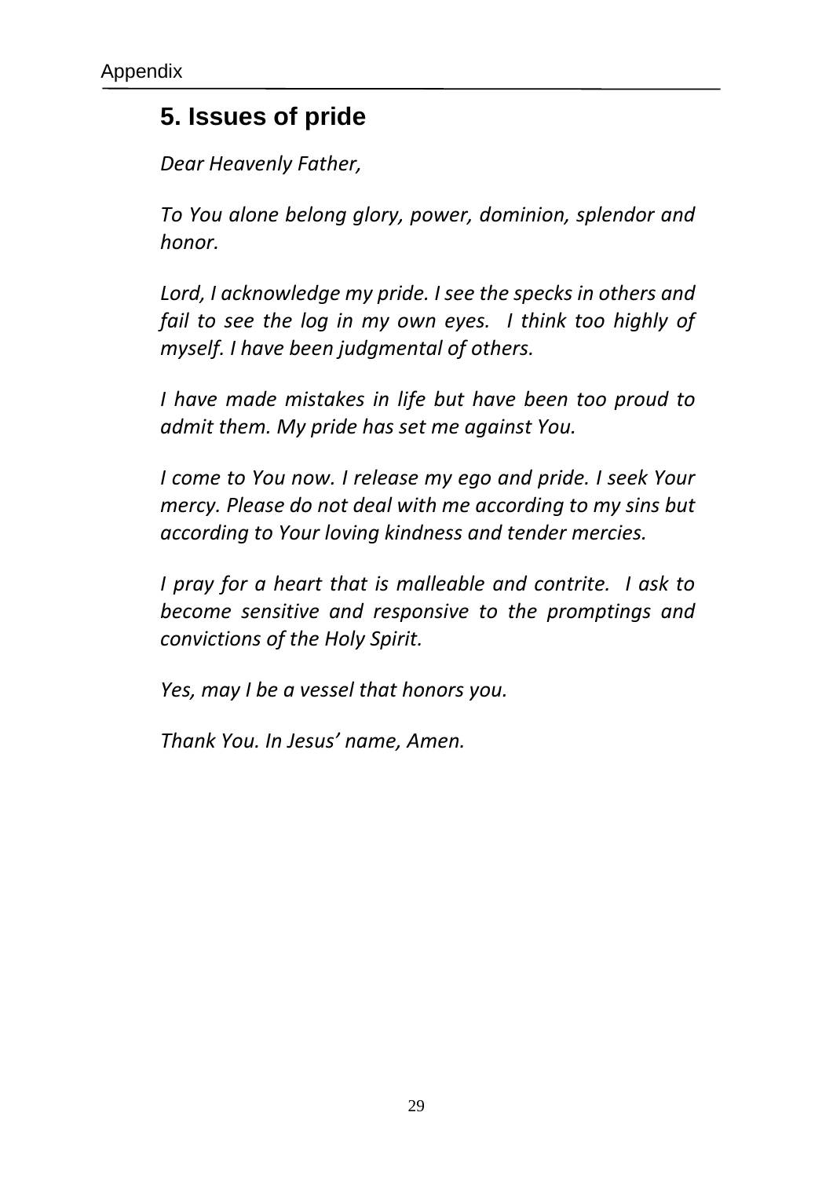## 5. Issues of pride

*Dear Heavenly Father,*

*To You alone belong glory, power, dominion, splendor and honor.*

*Lord, I acknowledge my pride. I see the specks in others and fail to see the log in my own eyes. I think too highly of myself. I have been judgmental of others.*

*I have made mistakes in life but have been too proud to admit them. My pride has set me against You.*

*I come to You now. I release my ego and pride. I seek Your mercy. Please do not deal with me according to my sins but according to Your loving kindness and tender mercies.*

*I pray for a heart that is malleable and contrite. I ask to become sensitive and responsive to the promptings and convictions of the Holy Spirit.*

*Yes, may I be a vessel that honors you.*

*Thank You. In Jesus' name, Amen.*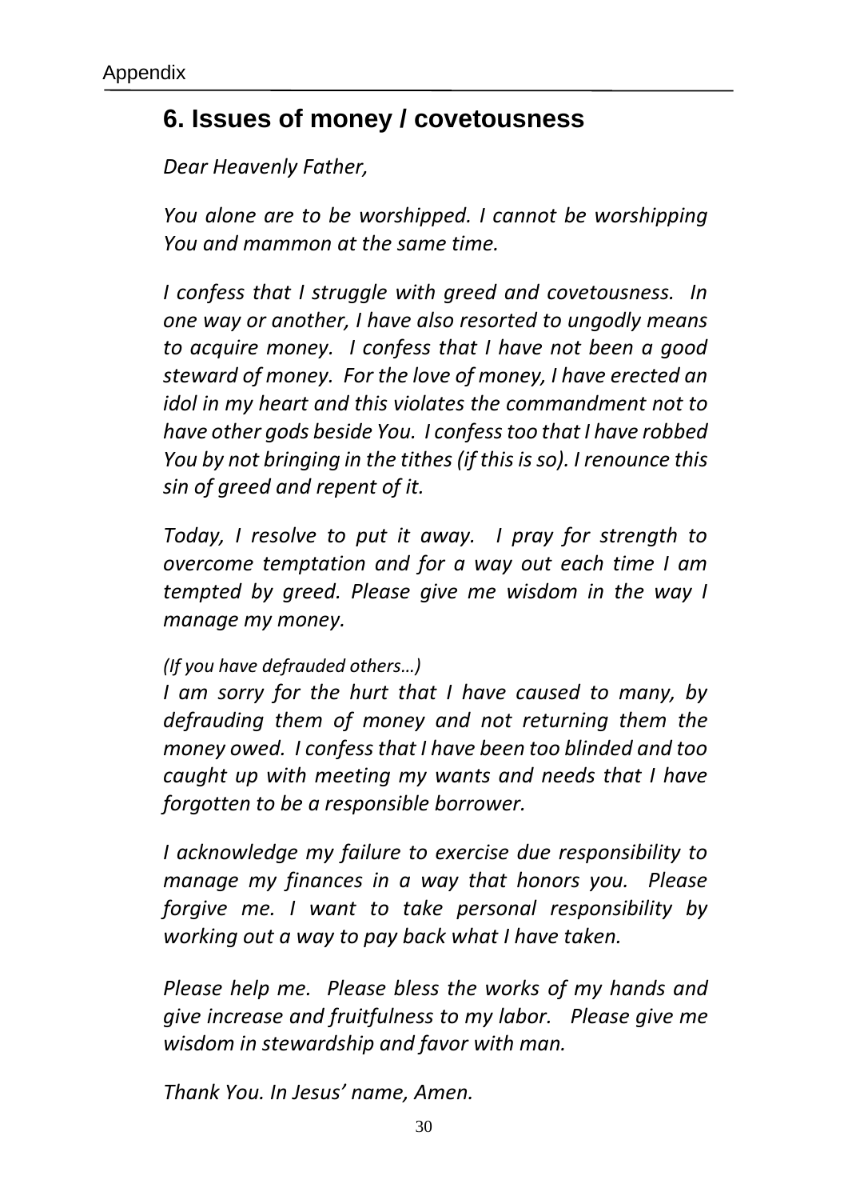## 6. Issues of money / covetousness

*Dear Heavenly Father,*

*You alone are to be worshipped. I cannot be worshipping You and mammon at the same time.*

*I confess that I struggle with greed and covetousness. In one way or another, I have also resorted to ungodly means to acquire money. I confess that I have not been a good steward of money. For the love of money, I have erected an idol in my heart and this violates the commandment not to have other gods beside You. I confess too that I have robbed You by not bringing in the tithes (if this is so). I renounce this sin of greed and repent of it.*

*Today, I resolve to put it away. I pray for strength to overcome temptation and for a way out each time I am tempted by greed. Please give me wisdom in the way I manage my money.*

*(If you have defrauded others…)*
*I am sorry for the hurt that I have caused to many, by defrauding them of money and not returning them the money owed. I confess that I have been too blinded and too caught up with meeting my wants and needs that I have forgotten to be a responsible borrower.*

*I acknowledge my failure to exercise due responsibility to manage my finances in a way that honors you. Please forgive me. I want to take personal responsibility by working out a way to pay back what I have taken.*

*Please help me. Please bless the works of my hands and give increase and fruitfulness to my labor. Please give me wisdom in stewardship and favor with man.*

*Thank You. In Jesus' name, Amen.*